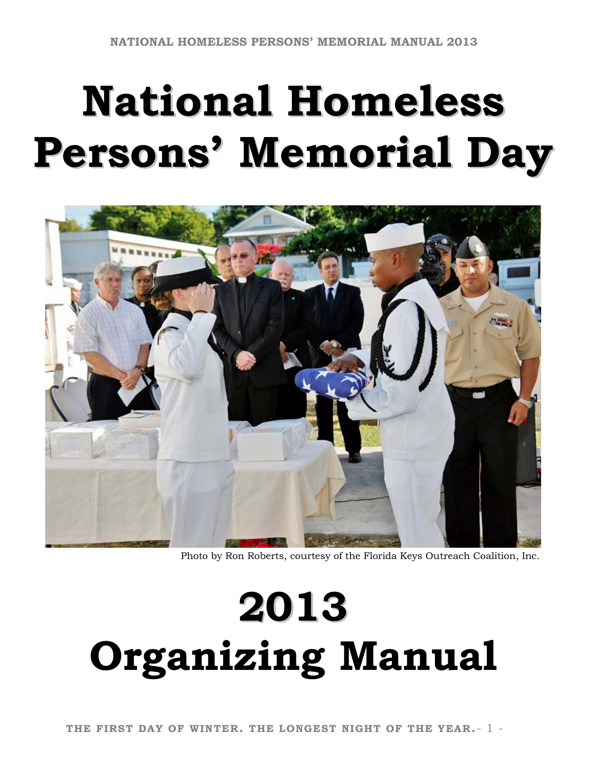# National Homeless Persons' Memorial Day

Photo by Ron Roberts, courtesy of the Florida Keys Outreach Coalition, Inc.

# 2013 Organizing Manual

**THE FIRST DAY OF WINTER. THE LONGEST NIGHT OF THE YEAR.**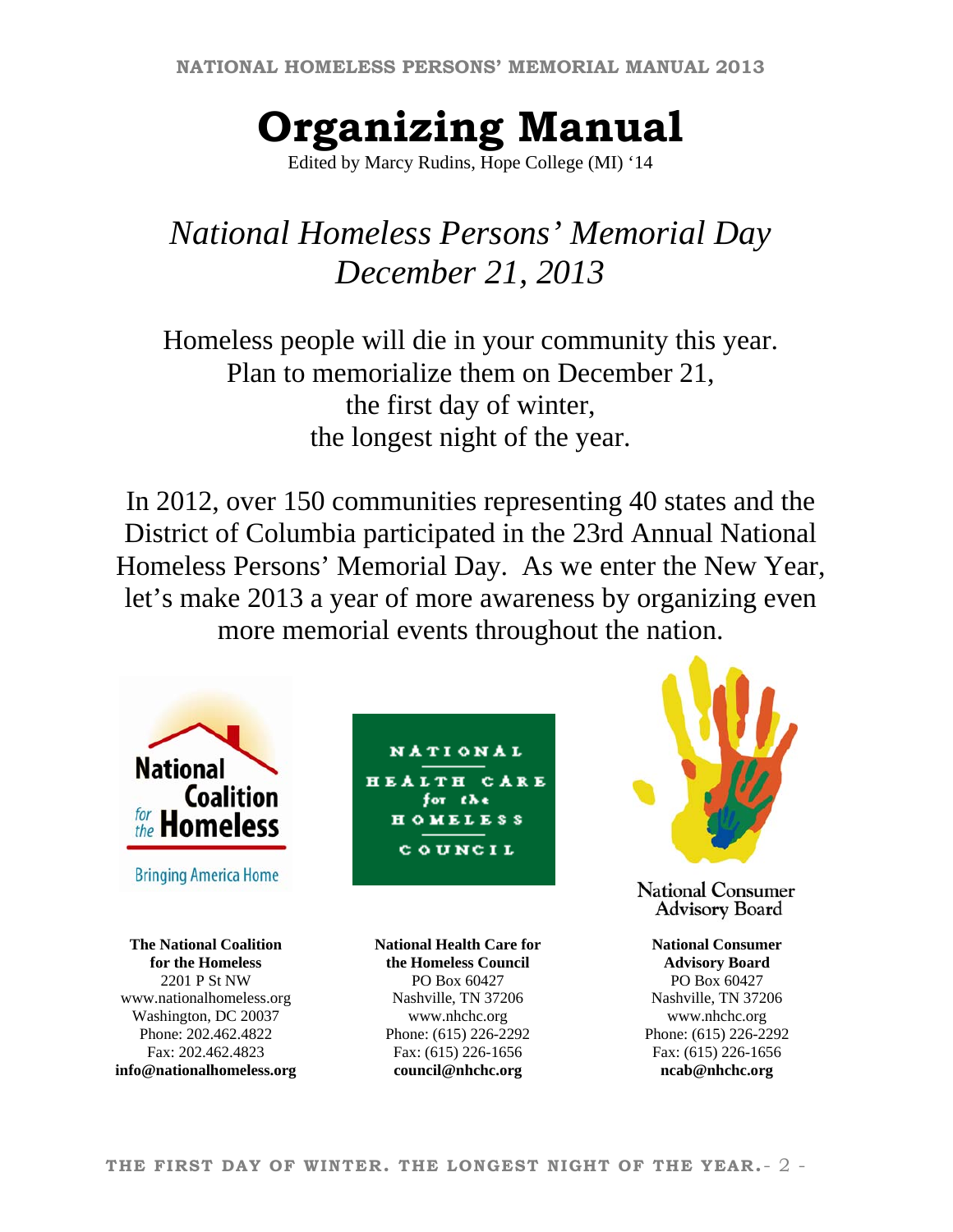# Organizing Manual

Edited by Marcy Rudins, Hope College (MI) '14

## *National Homeless Persons' Memorial Day*
## *December 21, 2013*

Homeless people will die in your community this year.
Plan to memorialize them on December 21,
the first day of winter,
the longest night of the year.

In 2012, over 150 communities representing 40 states and the District of Columbia participated in the 23rd Annual National Homeless Persons' Memorial Day. As we enter the New Year, let's make 2013 a year of more awareness by organizing even more memorial events throughout the nation.

**The National Coalition for the Homeless**
2201 P St NW
www.nationalhomeless.org
Washington, DC 20037
Phone: 202.462.4822
Fax: 202.462.4823
**info@nationalhomeless.org**

**National Health Care for the Homeless Council**
PO Box 60427
Nashville, TN 37206
www.nhchc.org
Phone: (615) 226-2292
Fax: (615) 226-1656
**council@nhchc.org**

**National Consumer Advisory Board**
PO Box 60427
Nashville, TN 37206
www.nhchc.org
Phone: (615) 226-2292
Fax: (615) 226-1656
**ncab@nhchc.org**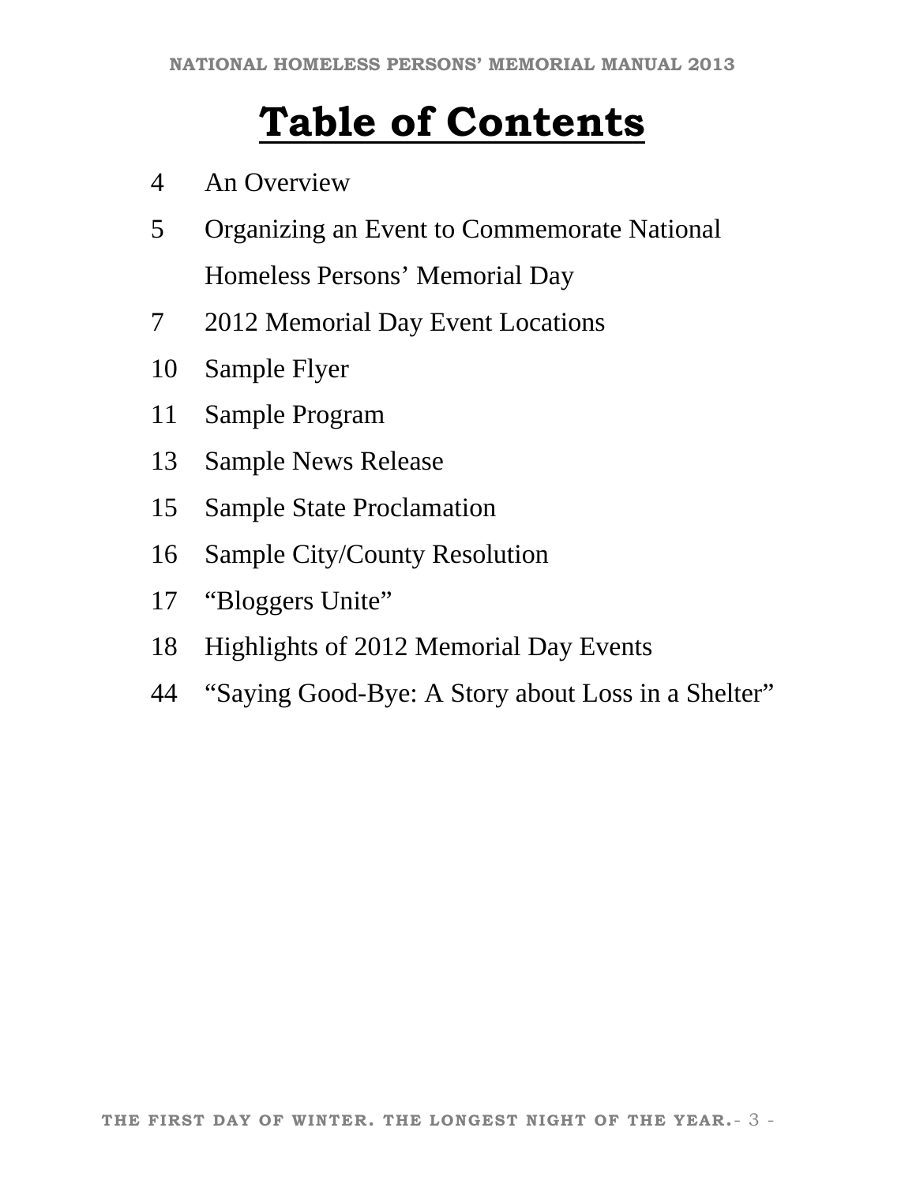# Table of Contents

| | |
|---|---|
| 4 | An Overview |
| 5 | Organizing an Event to Commemorate National Homeless Persons' Memorial Day |
| 7 | 2012 Memorial Day Event Locations |
| 10 | Sample Flyer |
| 11 | Sample Program |
| 13 | Sample News Release |
| 15 | Sample State Proclamation |
| 16 | Sample City/County Resolution |
| 17 | "Bloggers Unite" |
| 18 | Highlights of 2012 Memorial Day Events |
| 44 | "Saying Good-Bye: A Story about Loss in a Shelter" |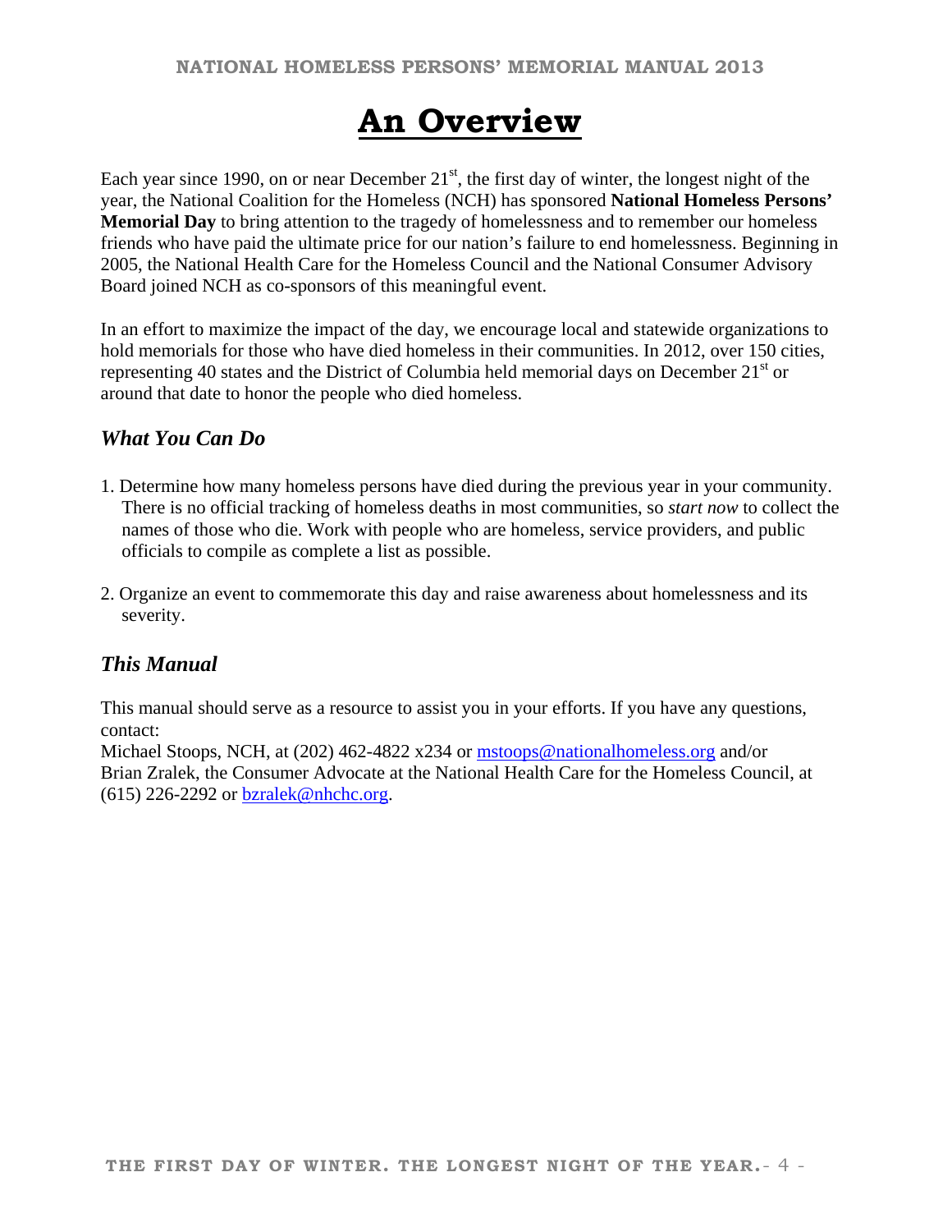# An Overview

Each year since 1990, on or near December 21st, the first day of winter, the longest night of the year, the National Coalition for the Homeless (NCH) has sponsored **National Homeless Persons' Memorial Day** to bring attention to the tragedy of homelessness and to remember our homeless friends who have paid the ultimate price for our nation's failure to end homelessness. Beginning in 2005, the National Health Care for the Homeless Council and the National Consumer Advisory Board joined NCH as co-sponsors of this meaningful event.

In an effort to maximize the impact of the day, we encourage local and statewide organizations to hold memorials for those who have died homeless in their communities. In 2012, over 150 cities, representing 40 states and the District of Columbia held memorial days on December 21st or around that date to honor the people who died homeless.

## *What You Can Do*

1. Determine how many homeless persons have died during the previous year in your community. There is no official tracking of homeless deaths in most communities, so *start now* to collect the names of those who die. Work with people who are homeless, service providers, and public officials to compile as complete a list as possible.

2. Organize an event to commemorate this day and raise awareness about homelessness and its severity.

## *This Manual*

This manual should serve as a resource to assist you in your efforts. If you have any questions, contact:
Michael Stoops, NCH, at (202) 462-4822 x234 or mstoops@nationalhomeless.org and/or
Brian Zralek, the Consumer Advocate at the National Health Care for the Homeless Council, at (615) 226-2292 or bzralek@nhchc.org.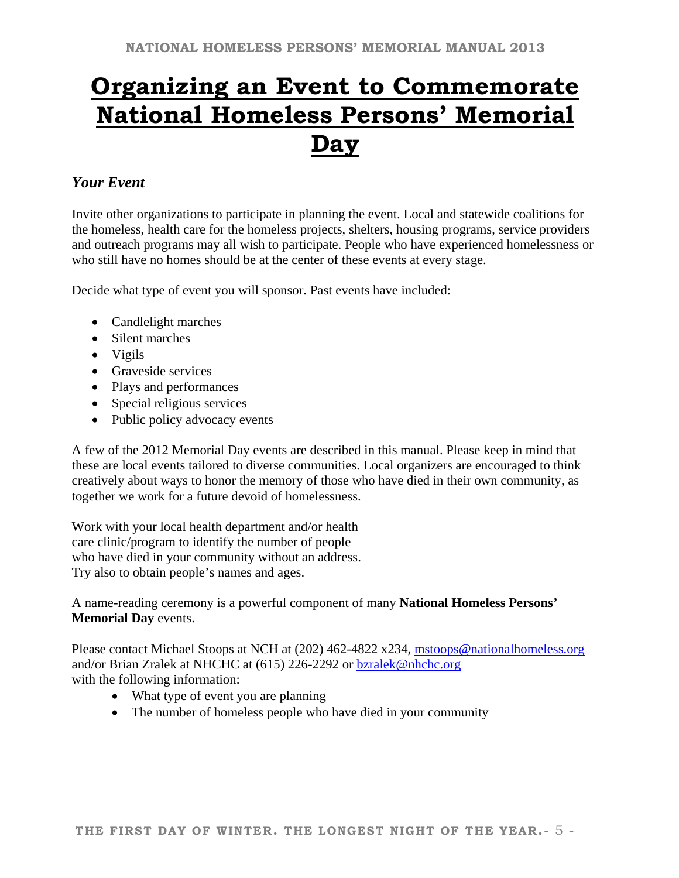# Organizing an Event to Commemorate National Homeless Persons' Memorial Day

## *Your Event*

Invite other organizations to participate in planning the event. Local and statewide coalitions for the homeless, health care for the homeless projects, shelters, housing programs, service providers and outreach programs may all wish to participate. People who have experienced homelessness or who still have no homes should be at the center of these events at every stage.

Decide what type of event you will sponsor. Past events have included:

- Candlelight marches
- Silent marches
- Vigils
- Graveside services
- Plays and performances
- Special religious services
- Public policy advocacy events

A few of the 2012 Memorial Day events are described in this manual. Please keep in mind that these are local events tailored to diverse communities. Local organizers are encouraged to think creatively about ways to honor the memory of those who have died in their own community, as together we work for a future devoid of homelessness.

Work with your local health department and/or health care clinic/program to identify the number of people who have died in your community without an address. Try also to obtain people's names and ages.

A name-reading ceremony is a powerful component of many **National Homeless Persons' Memorial Day** events.

Please contact Michael Stoops at NCH at (202) 462-4822 x234, mstoops@nationalhomeless.org and/or Brian Zralek at NHCHC at (615) 226-2292 or bzralek@nhchc.org with the following information:

- What type of event you are planning
- The number of homeless people who have died in your community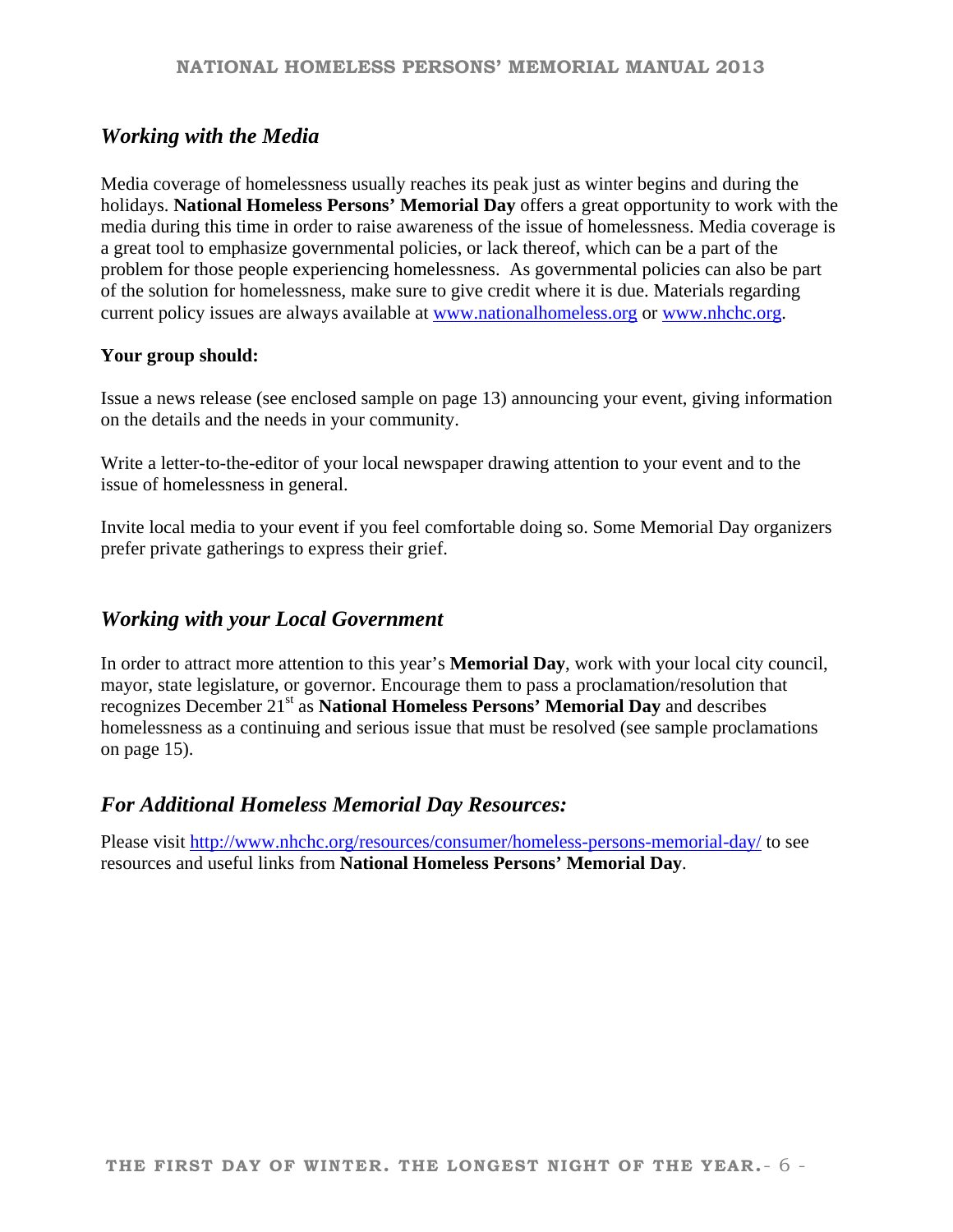## *Working with the Media*

Media coverage of homelessness usually reaches its peak just as winter begins and during the holidays. **National Homeless Persons' Memorial Day** offers a great opportunity to work with the media during this time in order to raise awareness of the issue of homelessness. Media coverage is a great tool to emphasize governmental policies, or lack thereof, which can be a part of the problem for those people experiencing homelessness. As governmental policies can also be part of the solution for homelessness, make sure to give credit where it is due. Materials regarding current policy issues are always available at [www.nationalhomeless.org](www.nationalhomeless.org) or [www.nhchc.org](www.nhchc.org).

**Your group should:**

Issue a news release (see enclosed sample on page 13) announcing your event, giving information on the details and the needs in your community.

Write a letter-to-the-editor of your local newspaper drawing attention to your event and to the issue of homelessness in general.

Invite local media to your event if you feel comfortable doing so. Some Memorial Day organizers prefer private gatherings to express their grief.

## *Working with your Local Government*

In order to attract more attention to this year's **Memorial Day**, work with your local city council, mayor, state legislature, or governor. Encourage them to pass a proclamation/resolution that recognizes December 21st as **National Homeless Persons' Memorial Day** and describes homelessness as a continuing and serious issue that must be resolved (see sample proclamations on page 15).

## *For Additional Homeless Memorial Day Resources:*

Please visit [http://www.nhchc.org/resources/consumer/homeless-persons-memorial-day/](http://www.nhchc.org/resources/consumer/homeless-persons-memorial-day/) to see resources and useful links from **National Homeless Persons' Memorial Day**.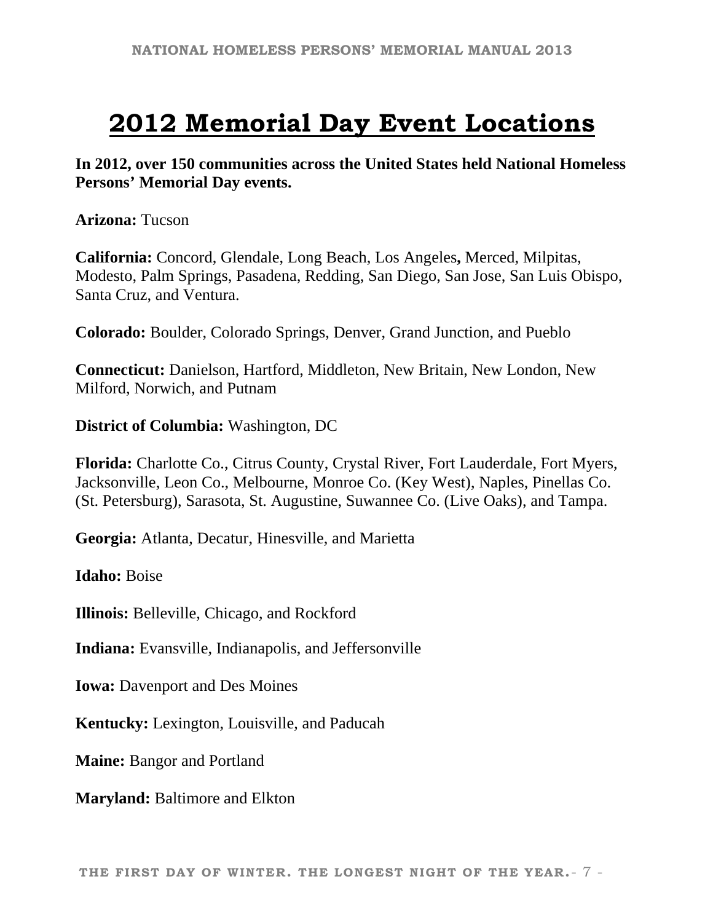# 2012 Memorial Day Event Locations

**In 2012, over 150 communities across the United States held National Homeless Persons' Memorial Day events.**

**Arizona:** Tucson

**California:** Concord, Glendale, Long Beach, Los Angeles**,** Merced, Milpitas, Modesto, Palm Springs, Pasadena, Redding, San Diego, San Jose, San Luis Obispo, Santa Cruz, and Ventura.

**Colorado:** Boulder, Colorado Springs, Denver, Grand Junction, and Pueblo

**Connecticut:** Danielson, Hartford, Middleton, New Britain, New London, New Milford, Norwich, and Putnam

**District of Columbia:** Washington, DC

**Florida:** Charlotte Co., Citrus County, Crystal River, Fort Lauderdale, Fort Myers, Jacksonville, Leon Co., Melbourne, Monroe Co. (Key West), Naples, Pinellas Co. (St. Petersburg), Sarasota, St. Augustine, Suwannee Co. (Live Oaks), and Tampa.

**Georgia:** Atlanta, Decatur, Hinesville, and Marietta

**Idaho:** Boise

**Illinois:** Belleville, Chicago, and Rockford

**Indiana:** Evansville, Indianapolis, and Jeffersonville

**Iowa:** Davenport and Des Moines

**Kentucky:** Lexington, Louisville, and Paducah

**Maine:** Bangor and Portland

**Maryland:** Baltimore and Elkton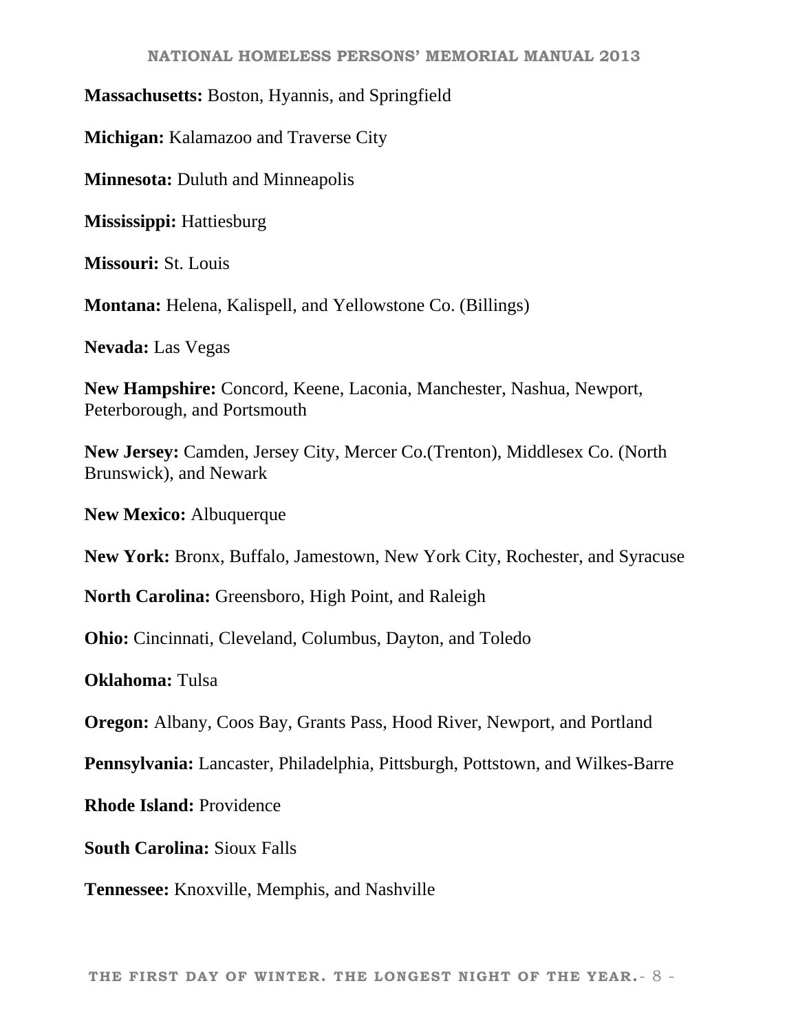**Massachusetts:** Boston, Hyannis, and Springfield

**Michigan:** Kalamazoo and Traverse City

**Minnesota:** Duluth and Minneapolis

**Mississippi:** Hattiesburg

**Missouri:** St. Louis

**Montana:** Helena, Kalispell, and Yellowstone Co. (Billings)

**Nevada:** Las Vegas

**New Hampshire:** Concord, Keene, Laconia, Manchester, Nashua, Newport, Peterborough, and Portsmouth

**New Jersey:** Camden, Jersey City, Mercer Co.(Trenton), Middlesex Co. (North Brunswick), and Newark

**New Mexico:** Albuquerque

**New York:** Bronx, Buffalo, Jamestown, New York City, Rochester, and Syracuse

**North Carolina:** Greensboro, High Point, and Raleigh

**Ohio:** Cincinnati, Cleveland, Columbus, Dayton, and Toledo

**Oklahoma:** Tulsa

**Oregon:** Albany, Coos Bay, Grants Pass, Hood River, Newport, and Portland

**Pennsylvania:** Lancaster, Philadelphia, Pittsburgh, Pottstown, and Wilkes-Barre

**Rhode Island:** Providence

**South Carolina:** Sioux Falls

**Tennessee:** Knoxville, Memphis, and Nashville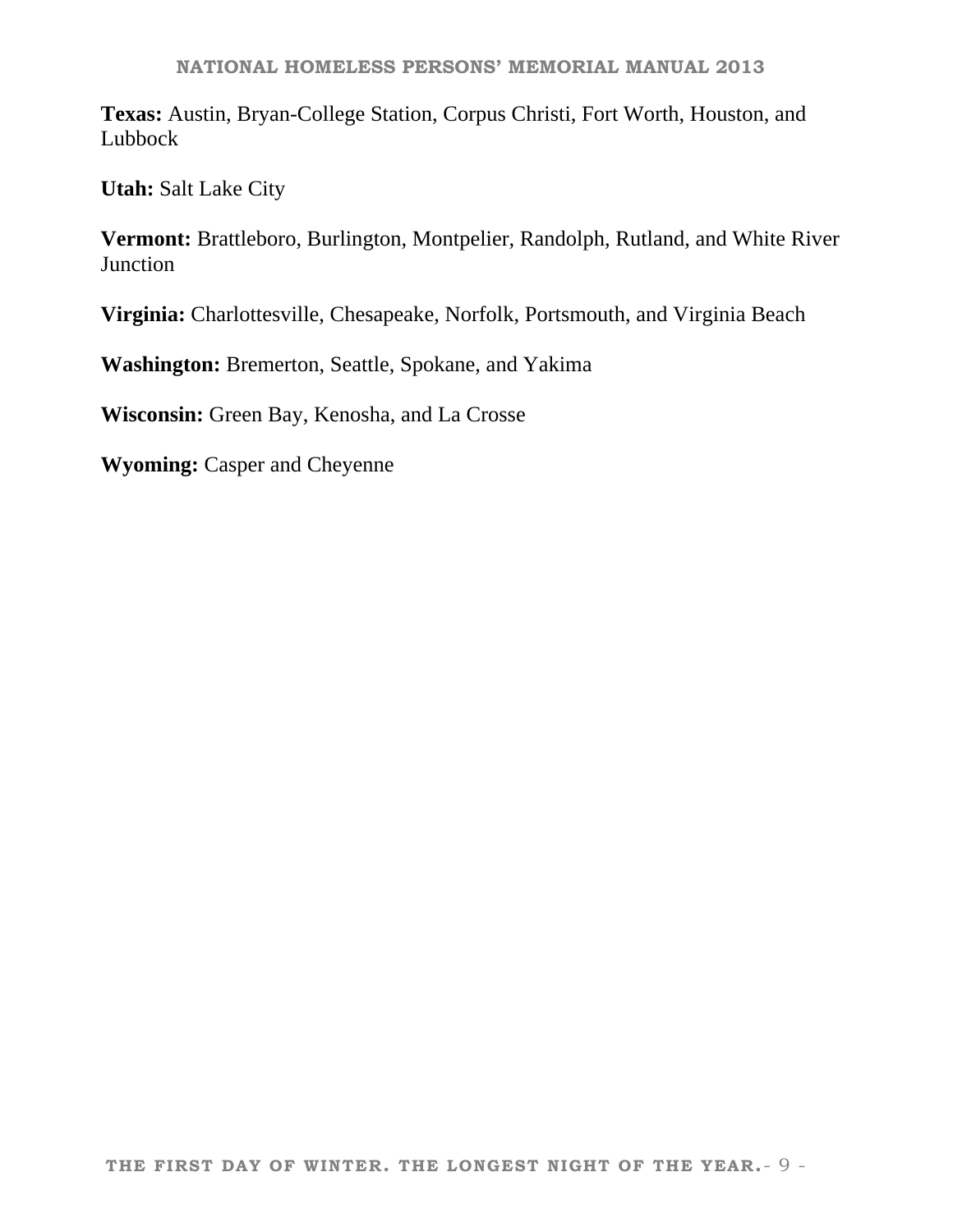**Texas:** Austin, Bryan-College Station, Corpus Christi, Fort Worth, Houston, and Lubbock

**Utah:** Salt Lake City

**Vermont:** Brattleboro, Burlington, Montpelier, Randolph, Rutland, and White River Junction

**Virginia:** Charlottesville, Chesapeake, Norfolk, Portsmouth, and Virginia Beach

**Washington:** Bremerton, Seattle, Spokane, and Yakima

**Wisconsin:** Green Bay, Kenosha, and La Crosse

**Wyoming:** Casper and Cheyenne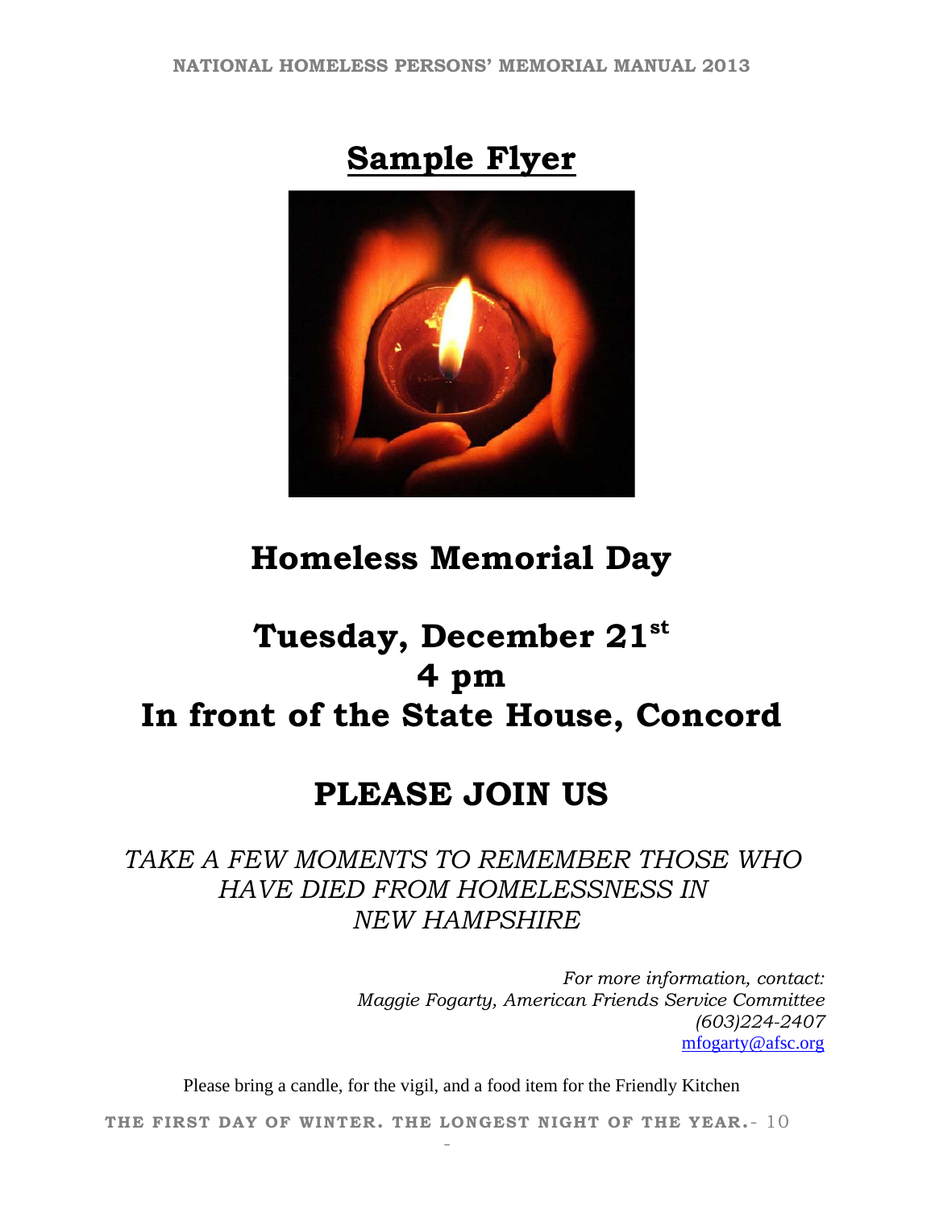# Sample Flyer

## Homeless Memorial Day

## Tuesday, December 21st
## 4 pm
## In front of the State House, Concord

## PLEASE JOIN US

*TAKE A FEW MOMENTS TO REMEMBER THOSE WHO HAVE DIED FROM HOMELESSNESS IN NEW HAMPSHIRE*

*For more information, contact:*
*Maggie Fogarty, American Friends Service Committee*
*(603)224-2407*
mfogarty@afsc.org

Please bring a candle, for the vigil, and a food item for the Friendly Kitchen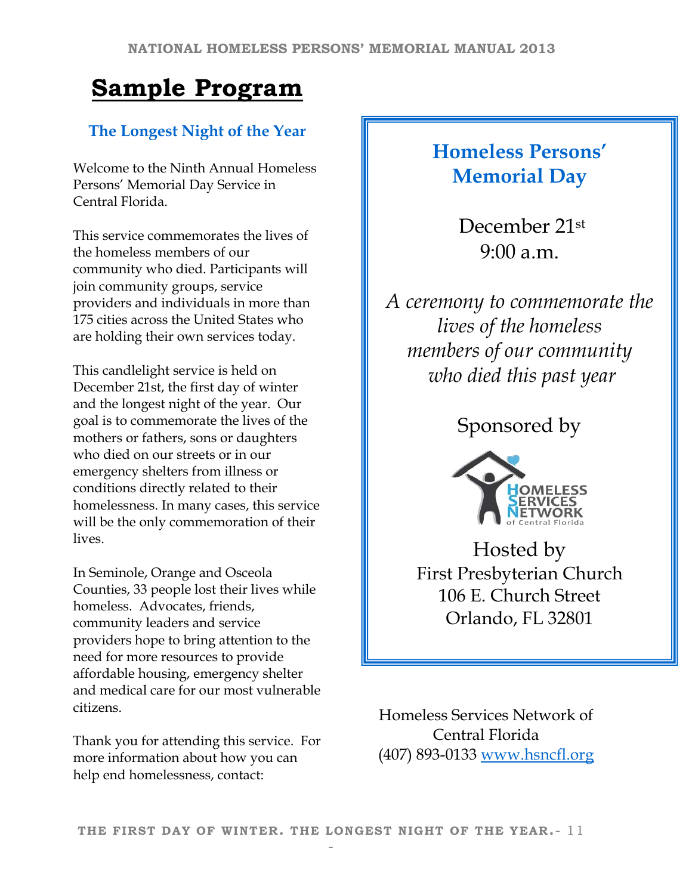# Sample Program

### The Longest Night of the Year

Welcome to the Ninth Annual Homeless Persons' Memorial Day Service in Central Florida.

This service commemorates the lives of the homeless members of our community who died. Participants will join community groups, service providers and individuals in more than 175 cities across the United States who are holding their own services today.

This candlelight service is held on December 21st, the first day of winter and the longest night of the year. Our goal is to commemorate the lives of the mothers or fathers, sons or daughters who died on our streets or in our emergency shelters from illness or conditions directly related to their homelessness. In many cases, this service will be the only commemoration of their lives.

In Seminole, Orange and Osceola Counties, 33 people lost their lives while homeless. Advocates, friends, community leaders and service providers hope to bring attention to the need for more resources to provide affordable housing, emergency shelter and medical care for our most vulnerable citizens.

Thank you for attending this service. For more information about how you can help end homelessness, contact:

Homeless Services Network of Central Florida
(407) 893-0133 www.hsncfl.org

## Homeless Persons' Memorial Day

December 21st
9:00 a.m.

*A ceremony to commemorate the lives of the homeless members of our community who died this past year*

Sponsored by

Homeless Services Network of Central Florida

Hosted by
First Presbyterian Church
106 E. Church Street
Orlando, FL 32801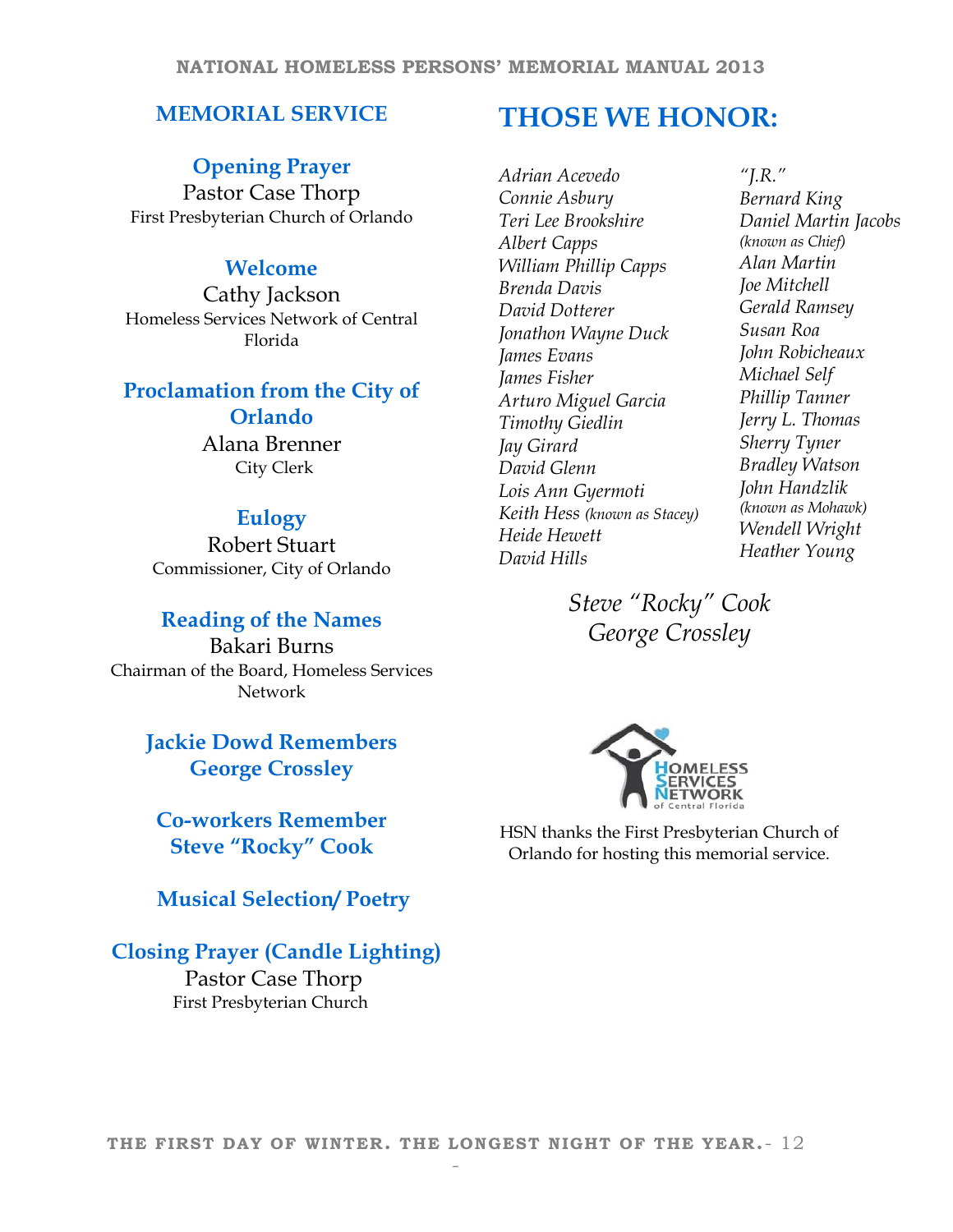## MEMORIAL SERVICE

### Opening Prayer

Pastor Case Thorp
First Presbyterian Church of Orlando

### Welcome

Cathy Jackson
Homeless Services Network of Central Florida

### Proclamation from the City of Orlando

Alana Brenner
City Clerk

### Eulogy

Robert Stuart
Commissioner, City of Orlando

### Reading of the Names

Bakari Burns
Chairman of the Board, Homeless Services Network

### Jackie Dowd Remembers George Crossley

### Co-workers Remember Steve "Rocky" Cook

### Musical Selection/ Poetry

### Closing Prayer (Candle Lighting)

Pastor Case Thorp
First Presbyterian Church

# THOSE WE HONOR:

*Adrian Acevedo*
*Connie Asbury*
*Teri Lee Brookshire*
*Albert Capps*
*William Phillip Capps*
*Brenda Davis*
*David Dotterer*
*Jonathon Wayne Duck*
*James Evans*
*James Fisher*
*Arturo Miguel Garcia*
*Timothy Giedlin*
*Jay Girard*
*David Glenn*
*Lois Ann Gyermoti*
*Keith Hess (known as Stacey)*
*Heide Hewett*
*David Hills*
*"J.R."*
*Bernard King*
*Daniel Martin Jacobs (known as Chief)*
*Alan Martin*
*Joe Mitchell*
*Gerald Ramsey*
*Susan Roa*
*John Robicheaux*
*Michael Self*
*Phillip Tanner*
*Jerry L. Thomas*
*Sherry Tyner*
*Bradley Watson*
*John Handzlik (known as Mohawk)*
*Wendell Wright*
*Heather Young*

*Steve "Rocky" Cook*
*George Crossley*

HOMELESS SERVICES NETWORK of Central Florida

HSN thanks the First Presbyterian Church of Orlando for hosting this memorial service.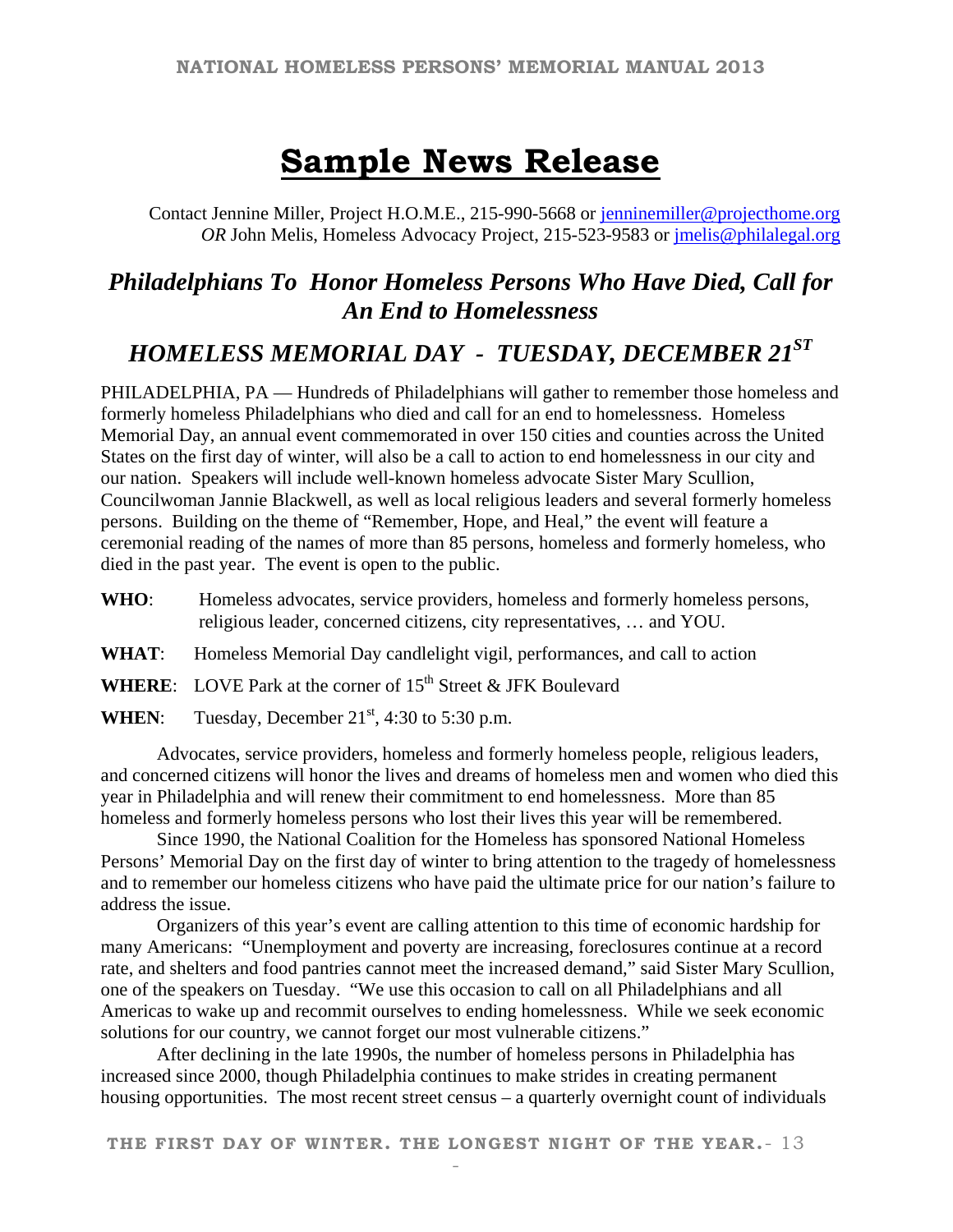# Sample News Release

Contact Jennine Miller, Project H.O.M.E., 215-990-5668 or jenninemiller@projecthome.org
*OR* John Melis, Homeless Advocacy Project, 215-523-9583 or jmelis@philalegal.org

## *Philadelphians To Honor Homeless Persons Who Have Died, Call for An End to Homelessness*

## *HOMELESS MEMORIAL DAY - TUESDAY, DECEMBER 21ST*

PHILADELPHIA, PA — Hundreds of Philadelphians will gather to remember those homeless and formerly homeless Philadelphians who died and call for an end to homelessness. Homeless Memorial Day, an annual event commemorated in over 150 cities and counties across the United States on the first day of winter, will also be a call to action to end homelessness in our city and our nation. Speakers will include well-known homeless advocate Sister Mary Scullion, Councilwoman Jannie Blackwell, as well as local religious leaders and several formerly homeless persons. Building on the theme of "Remember, Hope, and Heal," the event will feature a ceremonial reading of the names of more than 85 persons, homeless and formerly homeless, who died in the past year. The event is open to the public.

**WHO**: Homeless advocates, service providers, homeless and formerly homeless persons, religious leader, concerned citizens, city representatives, … and YOU.

**WHAT**: Homeless Memorial Day candlelight vigil, performances, and call to action

**WHERE**: LOVE Park at the corner of 15th Street & JFK Boulevard

**WHEN**: Tuesday, December 21st, 4:30 to 5:30 p.m.

Advocates, service providers, homeless and formerly homeless people, religious leaders, and concerned citizens will honor the lives and dreams of homeless men and women who died this year in Philadelphia and will renew their commitment to end homelessness. More than 85 homeless and formerly homeless persons who lost their lives this year will be remembered.

Since 1990, the National Coalition for the Homeless has sponsored National Homeless Persons' Memorial Day on the first day of winter to bring attention to the tragedy of homelessness and to remember our homeless citizens who have paid the ultimate price for our nation's failure to address the issue.

Organizers of this year's event are calling attention to this time of economic hardship for many Americans: "Unemployment and poverty are increasing, foreclosures continue at a record rate, and shelters and food pantries cannot meet the increased demand," said Sister Mary Scullion, one of the speakers on Tuesday. "We use this occasion to call on all Philadelphians and all Americas to wake up and recommit ourselves to ending homelessness. While we seek economic solutions for our country, we cannot forget our most vulnerable citizens."

After declining in the late 1990s, the number of homeless persons in Philadelphia has increased since 2000, though Philadelphia continues to make strides in creating permanent housing opportunities. The most recent street census – a quarterly overnight count of individuals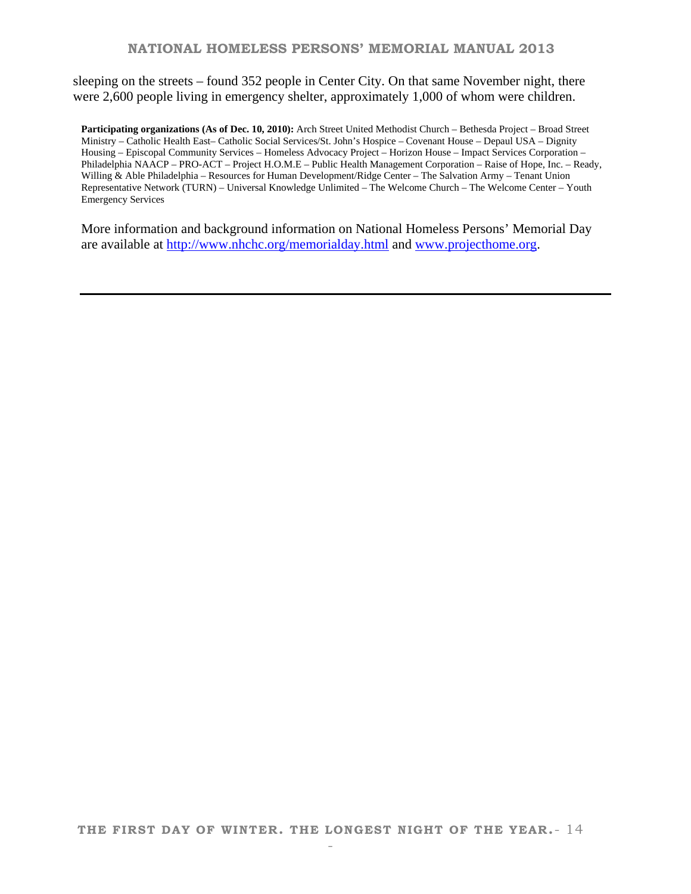sleeping on the streets – found 352 people in Center City. On that same November night, there were 2,600 people living in emergency shelter, approximately 1,000 of whom were children.

**Participating organizations (As of Dec. 10, 2010):** Arch Street United Methodist Church – Bethesda Project – Broad Street Ministry – Catholic Health East– Catholic Social Services/St. John's Hospice – Covenant House – Depaul USA – Dignity Housing – Episcopal Community Services – Homeless Advocacy Project – Horizon House – Impact Services Corporation – Philadelphia NAACP – PRO-ACT – Project H.O.M.E – Public Health Management Corporation – Raise of Hope, Inc. – Ready, Willing & Able Philadelphia – Resources for Human Development/Ridge Center – The Salvation Army – Tenant Union Representative Network (TURN) – Universal Knowledge Unlimited – The Welcome Church – The Welcome Center – Youth Emergency Services

More information and background information on National Homeless Persons' Memorial Day are available at [http://www.nhchc.org/memorialday.html](http://www.nhchc.org/memorialday.html) and [www.projecthome.org](www.projecthome.org).

---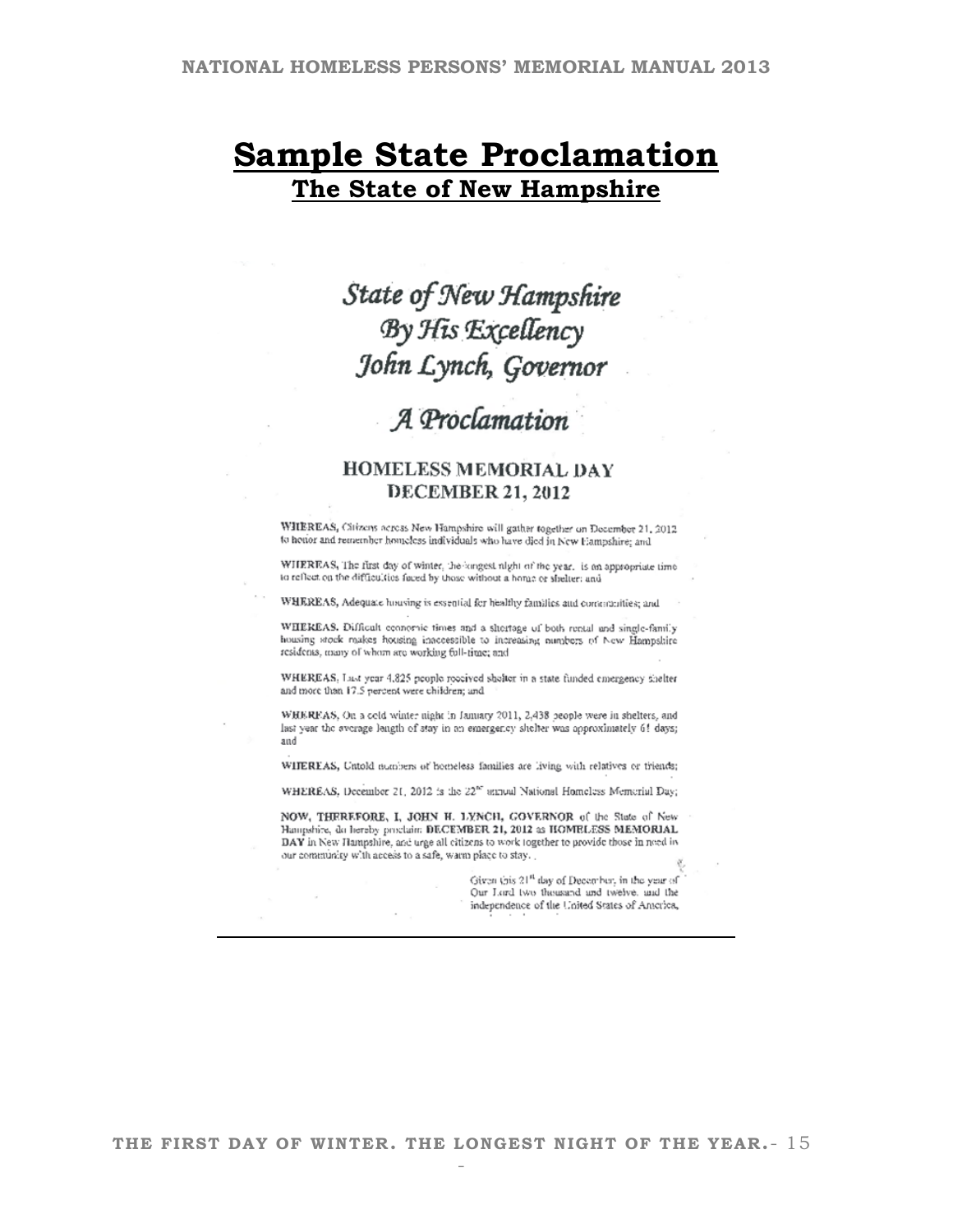# Sample State Proclamation

## The State of New Hampshire

*State of New Hampshire*
*By His Excellency*
*John Lynch, Governor*

*A Proclamation*

### HOMELESS MEMORIAL DAY
### DECEMBER 21, 2012

**WHEREAS,** Citizens across New Hampshire will gather together on December 21, 2012 to honor and remember homeless individuals who have died in New Hampshire; and

**WHEREAS,** The first day of winter, the longest night of the year, is an appropriate time to reflect on the difficulties faced by those without a home or shelter; and

**WHEREAS,** Adequate housing is essential for healthy families and communities; and

**WHEREAS,** Difficult economic times and a shortage of both rental and single-family housing stock makes housing inaccessible to increasing numbers of New Hampshire residents, many of whom are working full-time; and

**WHEREAS,** Last year 4,825 people received shelter in a state funded emergency shelter and more than 17.5 percent were children; and

**WHEREAS,** On a cold winter night in January 2011, 2,438 people were in shelters, and last year the average length of stay in an emergency shelter was approximately 61 days; and

**WHEREAS,** Untold numbers of homeless families are living with relatives or friends;

**WHEREAS,** December 21, 2012 is the 22nd annual National Homeless Memorial Day;

**NOW, THEREFORE, I, JOHN H. LYNCH, GOVERNOR** of the State of New Hampshire, do hereby proclaim **DECEMBER 21, 2012** as **HOMELESS MEMORIAL DAY** in New Hampshire, and urge all citizens to work together to provide those in need in our community with access to a safe, warm place to stay.

Given this 21st day of December, in the year of Our Lord two thousand and twelve, and the independence of the United States of America,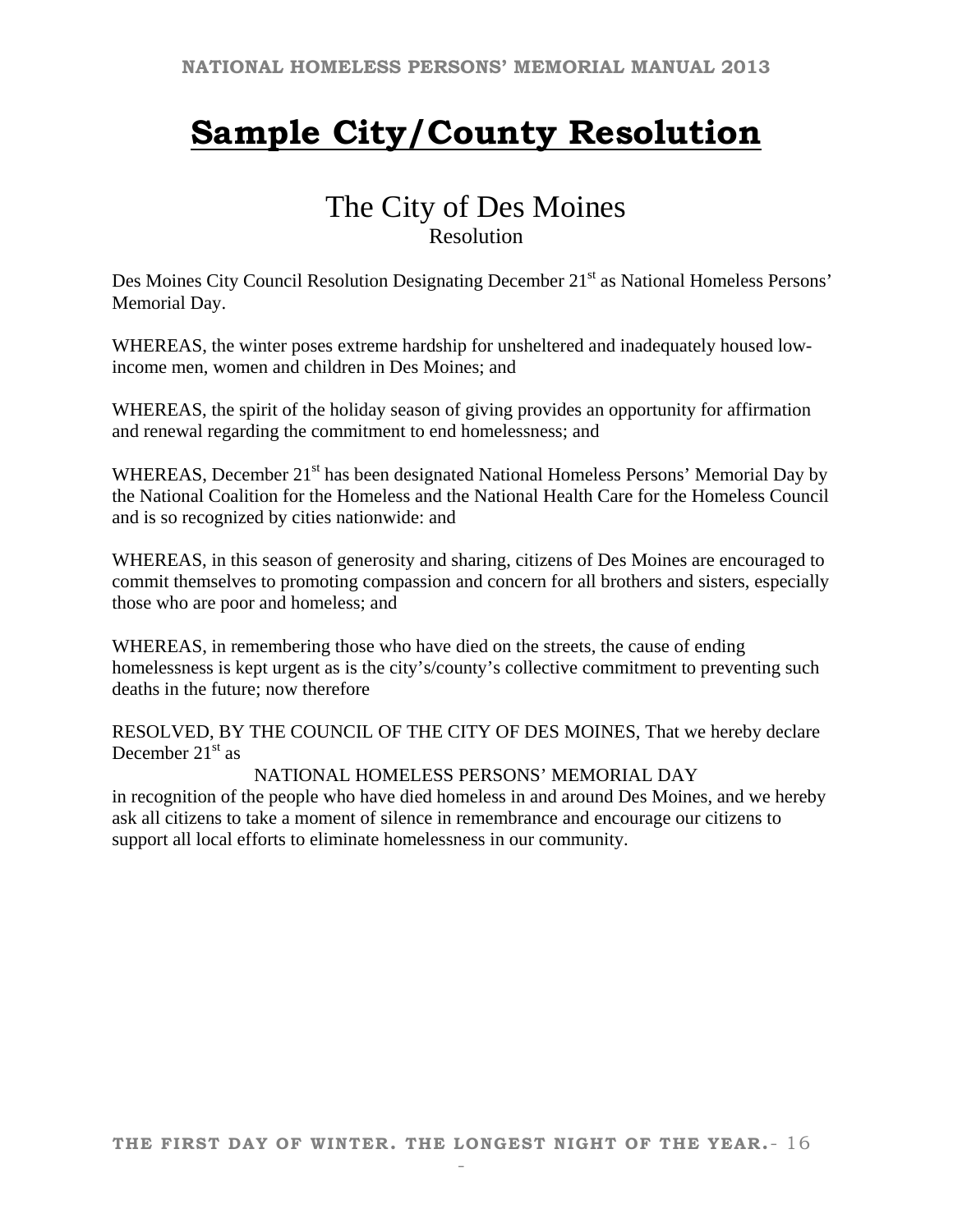# Sample City/County Resolution

## The City of Des Moines

Resolution

Des Moines City Council Resolution Designating December 21st as National Homeless Persons' Memorial Day.

WHEREAS, the winter poses extreme hardship for unsheltered and inadequately housed low-income men, women and children in Des Moines; and

WHEREAS, the spirit of the holiday season of giving provides an opportunity for affirmation and renewal regarding the commitment to end homelessness; and

WHEREAS, December 21st has been designated National Homeless Persons' Memorial Day by the National Coalition for the Homeless and the National Health Care for the Homeless Council and is so recognized by cities nationwide: and

WHEREAS, in this season of generosity and sharing, citizens of Des Moines are encouraged to commit themselves to promoting compassion and concern for all brothers and sisters, especially those who are poor and homeless; and

WHEREAS, in remembering those who have died on the streets, the cause of ending homelessness is kept urgent as is the city's/county's collective commitment to preventing such deaths in the future; now therefore

RESOLVED, BY THE COUNCIL OF THE CITY OF DES MOINES, That we hereby declare December 21st as

NATIONAL HOMELESS PERSONS' MEMORIAL DAY

in recognition of the people who have died homeless in and around Des Moines, and we hereby ask all citizens to take a moment of silence in remembrance and encourage our citizens to support all local efforts to eliminate homelessness in our community.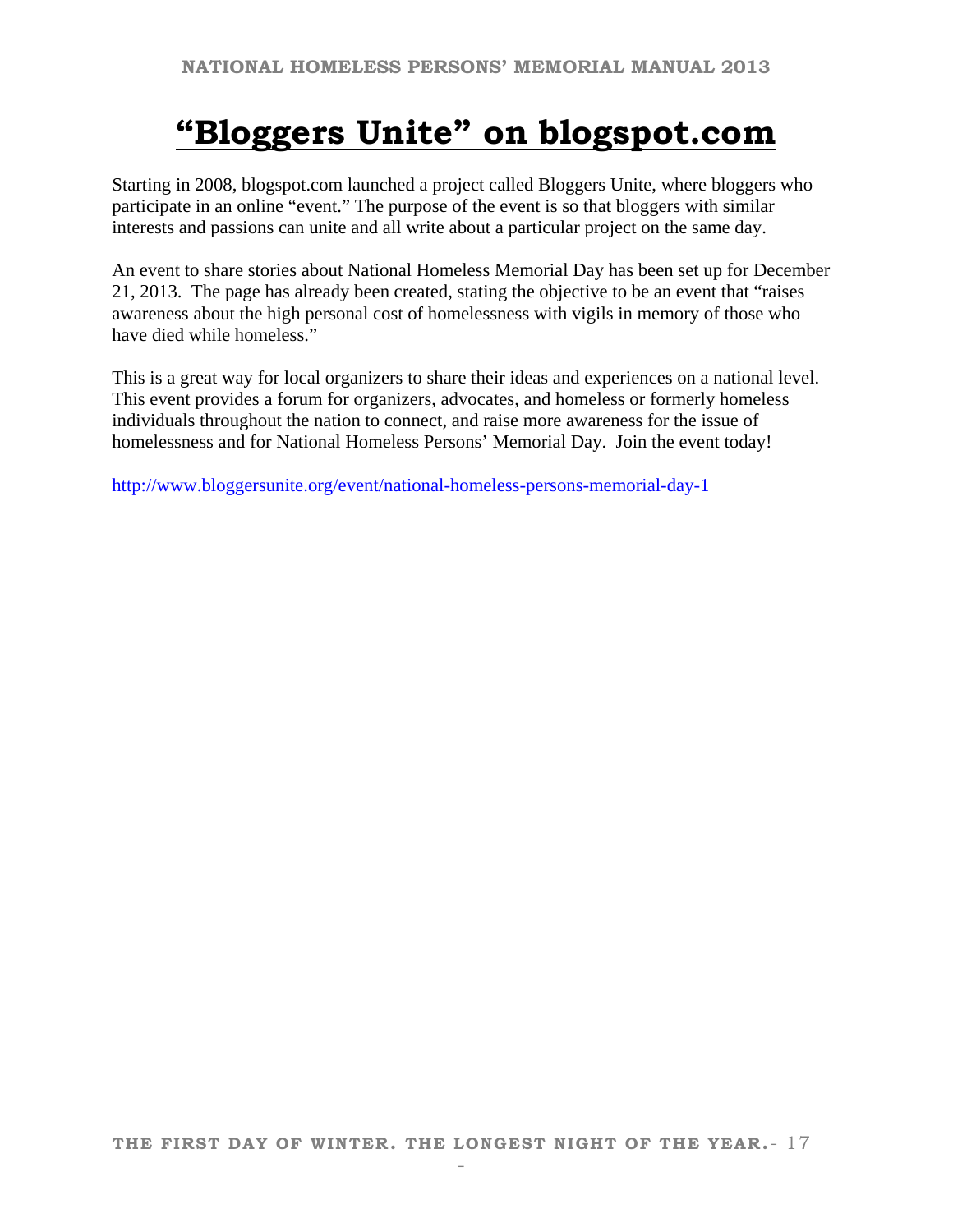# "Bloggers Unite" on blogspot.com

Starting in 2008, blogspot.com launched a project called Bloggers Unite, where bloggers who participate in an online "event." The purpose of the event is so that bloggers with similar interests and passions can unite and all write about a particular project on the same day.

An event to share stories about National Homeless Memorial Day has been set up for December 21, 2013. The page has already been created, stating the objective to be an event that "raises awareness about the high personal cost of homelessness with vigils in memory of those who have died while homeless."

This is a great way for local organizers to share their ideas and experiences on a national level. This event provides a forum for organizers, advocates, and homeless or formerly homeless individuals throughout the nation to connect, and raise more awareness for the issue of homelessness and for National Homeless Persons' Memorial Day. Join the event today!

http://www.bloggersunite.org/event/national-homeless-persons-memorial-day-1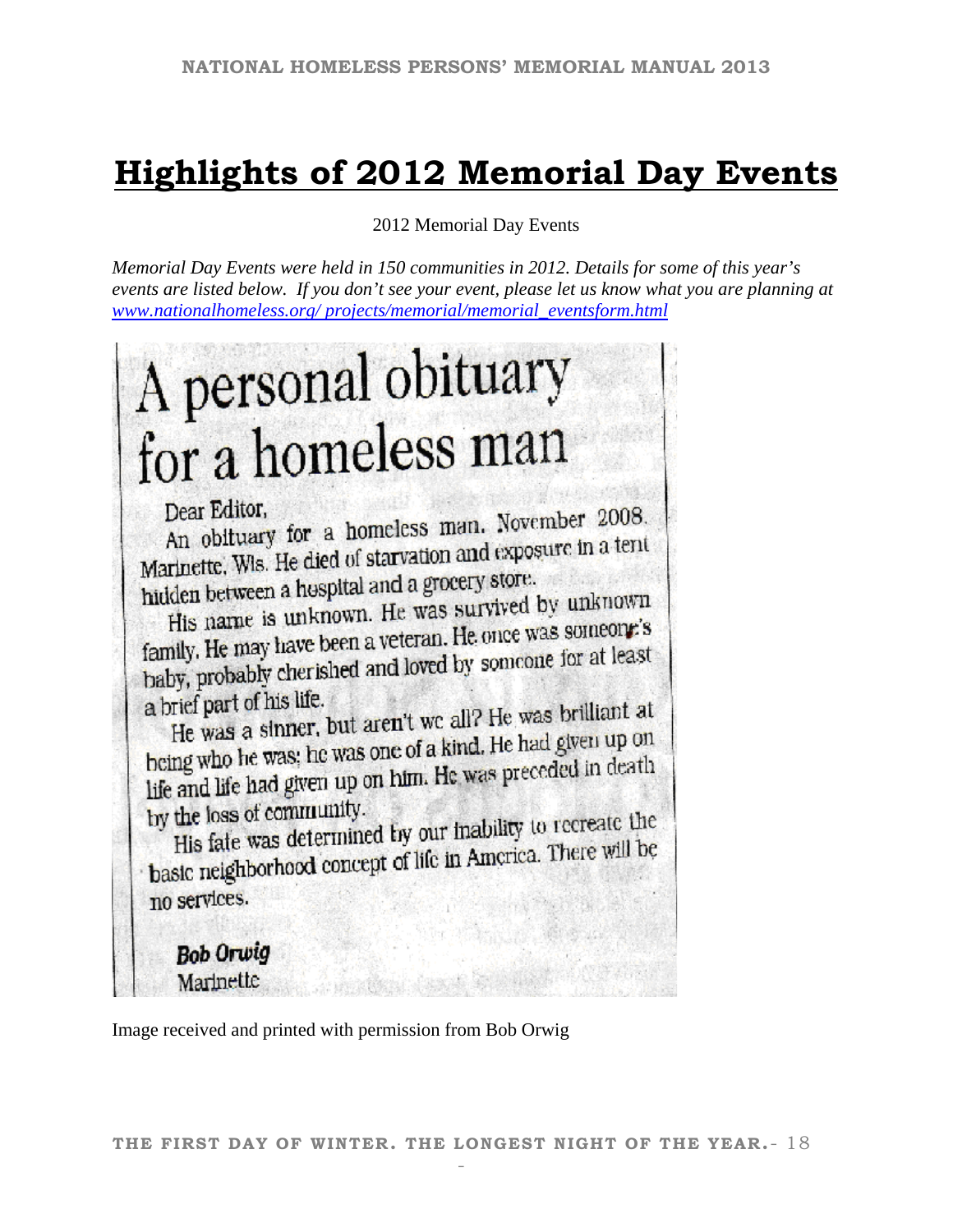# Highlights of 2012 Memorial Day Events

2012 Memorial Day Events

*Memorial Day Events were held in 150 communities in 2012. Details for some of this year's events are listed below. If you don't see your event, please let us know what you are planning at [www.nationalhomeless.org/ projects/memorial/memorial_eventsform.html](www.nationalhomeless.org/projects/memorial/memorial_eventsform.html)*

## A personal obituary for a homeless man

Dear Editor,

An obituary for a homeless man. November 2008. Marinette, Wis. He died of starvation and exposure in a tent hidden between a hospital and a grocery store.

His name is unknown. He was survived by unknown family. He may have been a veteran. He once was someone's baby, probably cherished and loved by someone for at least a brief part of his life.

He was a sinner, but aren't we all? He was brilliant at being who he was; he was one of a kind. He had given up on life and life had given up on him. He was preceded in death by the loss of community.

His fate was determined by our inability to recreate the basic neighborhood concept of life in America. There will be no services.

**Bob Orwig**
Marinette

Image received and printed with permission from Bob Orwig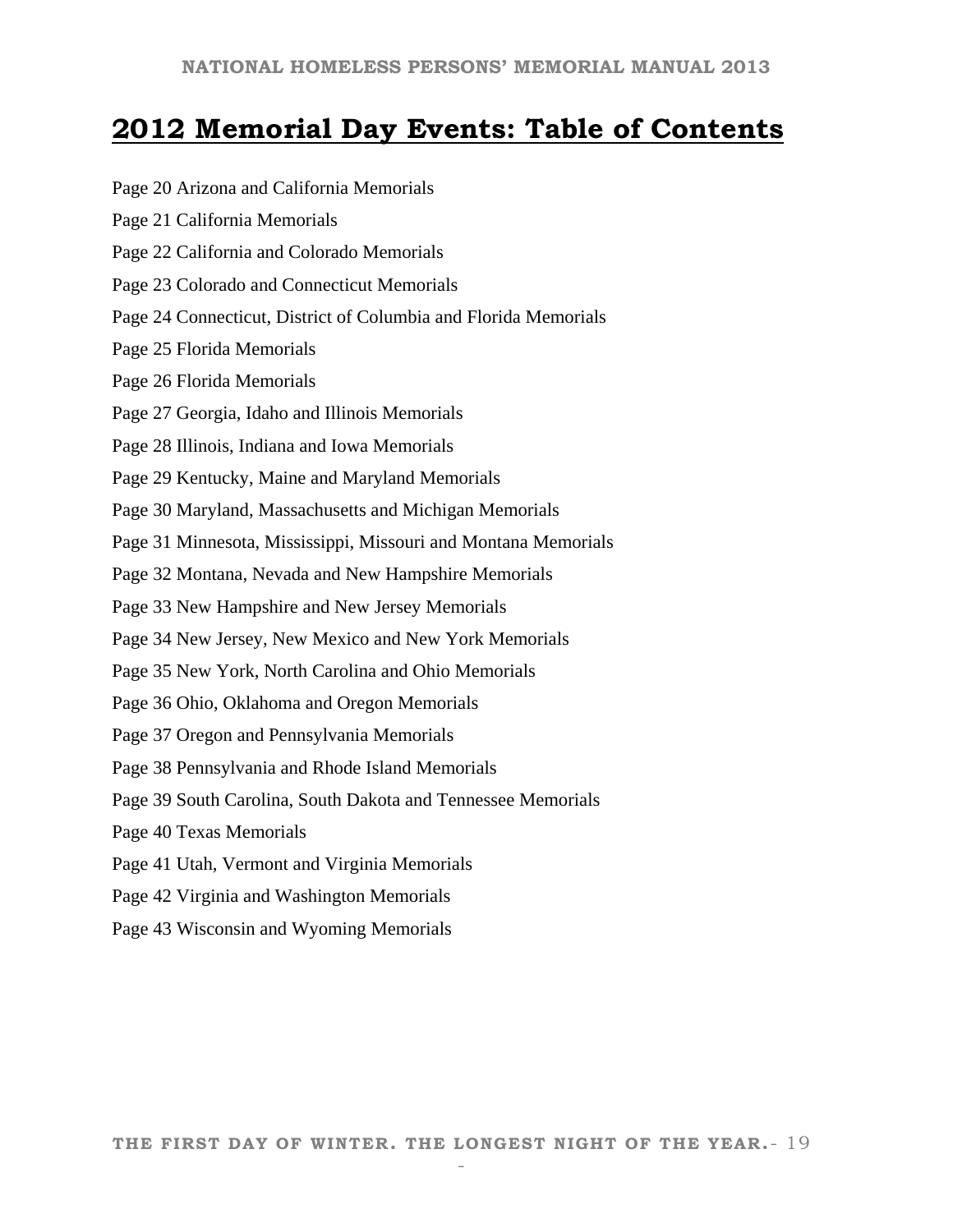# 2012 Memorial Day Events: Table of Contents

Page 20 Arizona and California Memorials

Page 21 California Memorials

Page 22 California and Colorado Memorials

Page 23 Colorado and Connecticut Memorials

Page 24 Connecticut, District of Columbia and Florida Memorials

Page 25 Florida Memorials

Page 26 Florida Memorials

Page 27 Georgia, Idaho and Illinois Memorials

Page 28 Illinois, Indiana and Iowa Memorials

Page 29 Kentucky, Maine and Maryland Memorials

Page 30 Maryland, Massachusetts and Michigan Memorials

Page 31 Minnesota, Mississippi, Missouri and Montana Memorials

Page 32 Montana, Nevada and New Hampshire Memorials

Page 33 New Hampshire and New Jersey Memorials

Page 34 New Jersey, New Mexico and New York Memorials

Page 35 New York, North Carolina and Ohio Memorials

Page 36 Ohio, Oklahoma and Oregon Memorials

Page 37 Oregon and Pennsylvania Memorials

Page 38 Pennsylvania and Rhode Island Memorials

Page 39 South Carolina, South Dakota and Tennessee Memorials

Page 40 Texas Memorials

Page 41 Utah, Vermont and Virginia Memorials

Page 42 Virginia and Washington Memorials

Page 43 Wisconsin and Wyoming Memorials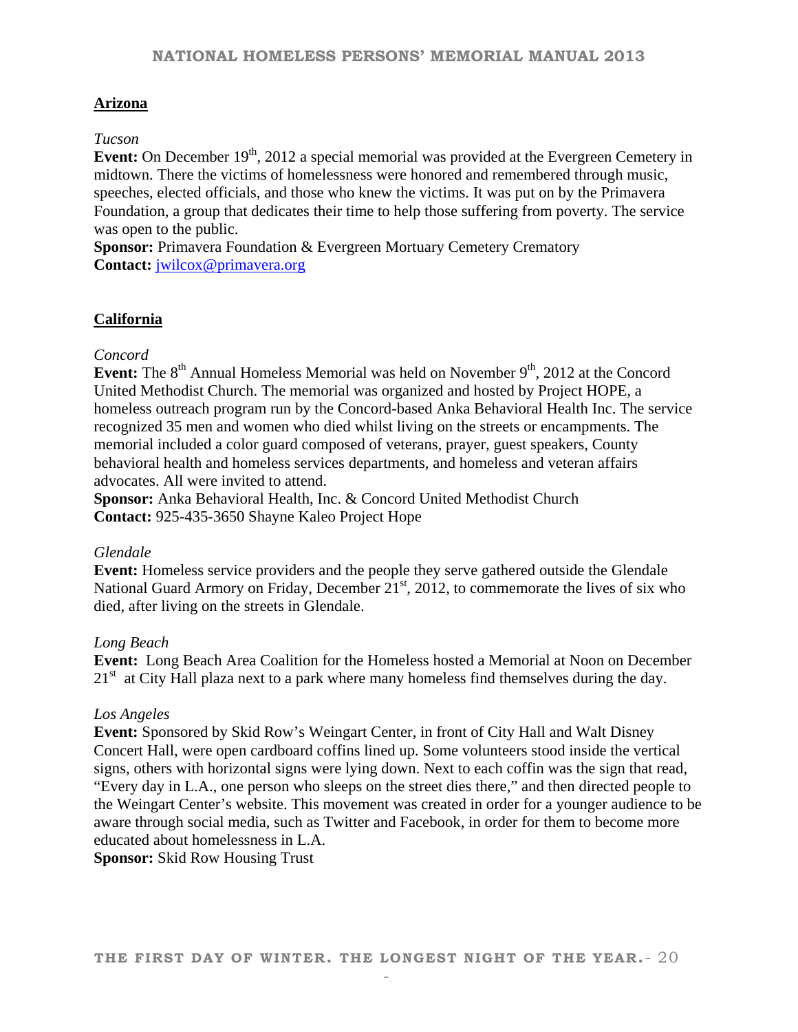## Arizona

*Tucson*

**Event:** On December 19th, 2012 a special memorial was provided at the Evergreen Cemetery in midtown. There the victims of homelessness were honored and remembered through music, speeches, elected officials, and those who knew the victims. It was put on by the Primavera Foundation, a group that dedicates their time to help those suffering from poverty. The service was open to the public.
**Sponsor:** Primavera Foundation & Evergreen Mortuary Cemetery Crematory
**Contact:** jwilcox@primavera.org

## California

*Concord*

**Event:** The 8th Annual Homeless Memorial was held on November 9th, 2012 at the Concord United Methodist Church. The memorial was organized and hosted by Project HOPE, a homeless outreach program run by the Concord-based Anka Behavioral Health Inc. The service recognized 35 men and women who died whilst living on the streets or encampments. The memorial included a color guard composed of veterans, prayer, guest speakers, County behavioral health and homeless services departments, and homeless and veteran affairs advocates. All were invited to attend.
**Sponsor:** Anka Behavioral Health, Inc. & Concord United Methodist Church
**Contact:** 925-435-3650 Shayne Kaleo Project Hope

*Glendale*

**Event:** Homeless service providers and the people they serve gathered outside the Glendale National Guard Armory on Friday, December 21st, 2012, to commemorate the lives of six who died, after living on the streets in Glendale.

*Long Beach*

**Event:** Long Beach Area Coalition for the Homeless hosted a Memorial at Noon on December 21st at City Hall plaza next to a park where many homeless find themselves during the day.

*Los Angeles*

**Event:** Sponsored by Skid Row's Weingart Center, in front of City Hall and Walt Disney Concert Hall, were open cardboard coffins lined up. Some volunteers stood inside the vertical signs, others with horizontal signs were lying down. Next to each coffin was the sign that read, "Every day in L.A., one person who sleeps on the street dies there," and then directed people to the Weingart Center's website. This movement was created in order for a younger audience to be aware through social media, such as Twitter and Facebook, in order for them to become more educated about homelessness in L.A.
**Sponsor:** Skid Row Housing Trust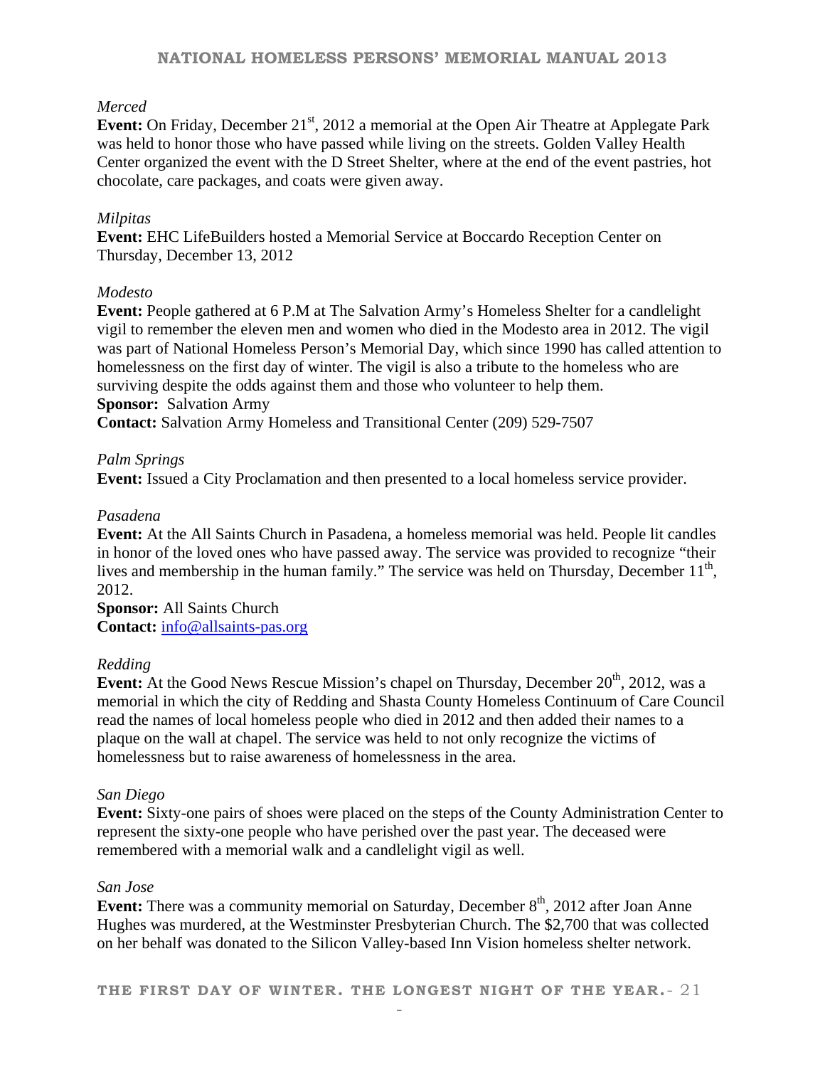*Merced*

**Event:** On Friday, December 21st, 2012 a memorial at the Open Air Theatre at Applegate Park was held to honor those who have passed while living on the streets. Golden Valley Health Center organized the event with the D Street Shelter, where at the end of the event pastries, hot chocolate, care packages, and coats were given away.

*Milpitas*

**Event:** EHC LifeBuilders hosted a Memorial Service at Boccardo Reception Center on Thursday, December 13, 2012

*Modesto*

**Event:** People gathered at 6 P.M at The Salvation Army's Homeless Shelter for a candlelight vigil to remember the eleven men and women who died in the Modesto area in 2012. The vigil was part of National Homeless Person's Memorial Day, which since 1990 has called attention to homelessness on the first day of winter. The vigil is also a tribute to the homeless who are surviving despite the odds against them and those who volunteer to help them.
**Sponsor:** Salvation Army
**Contact:** Salvation Army Homeless and Transitional Center (209) 529-7507

*Palm Springs*

**Event:** Issued a City Proclamation and then presented to a local homeless service provider.

*Pasadena*

**Event:** At the All Saints Church in Pasadena, a homeless memorial was held. People lit candles in honor of the loved ones who have passed away. The service was provided to recognize "their lives and membership in the human family." The service was held on Thursday, December 11th, 2012.
**Sponsor:** All Saints Church
**Contact:** info@allsaints-pas.org

*Redding*

**Event:** At the Good News Rescue Mission's chapel on Thursday, December 20th, 2012, was a memorial in which the city of Redding and Shasta County Homeless Continuum of Care Council read the names of local homeless people who died in 2012 and then added their names to a plaque on the wall at chapel. The service was held to not only recognize the victims of homelessness but to raise awareness of homelessness in the area.

*San Diego*

**Event:** Sixty-one pairs of shoes were placed on the steps of the County Administration Center to represent the sixty-one people who have perished over the past year. The deceased were remembered with a memorial walk and a candlelight vigil as well.

*San Jose*

**Event:** There was a community memorial on Saturday, December 8th, 2012 after Joan Anne Hughes was murdered, at the Westminster Presbyterian Church. The $2,700 that was collected on her behalf was donated to the Silicon Valley-based Inn Vision homeless shelter network.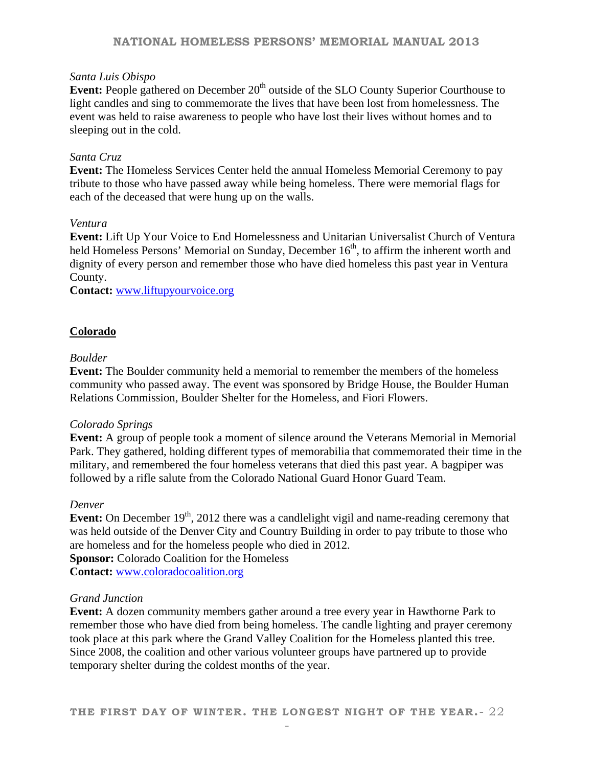*Santa Luis Obispo*

**Event:** People gathered on December 20th outside of the SLO County Superior Courthouse to light candles and sing to commemorate the lives that have been lost from homelessness. The event was held to raise awareness to people who have lost their lives without homes and to sleeping out in the cold.

*Santa Cruz*

**Event:** The Homeless Services Center held the annual Homeless Memorial Ceremony to pay tribute to those who have passed away while being homeless. There were memorial flags for each of the deceased that were hung up on the walls.

*Ventura*

**Event:** Lift Up Your Voice to End Homelessness and Unitarian Universalist Church of Ventura held Homeless Persons' Memorial on Sunday, December 16th, to affirm the inherent worth and dignity of every person and remember those who have died homeless this past year in Ventura County.

**Contact:** [www.liftupyourvoice.org](www.liftupyourvoice.org)

## Colorado

*Boulder*

**Event:** The Boulder community held a memorial to remember the members of the homeless community who passed away. The event was sponsored by Bridge House, the Boulder Human Relations Commission, Boulder Shelter for the Homeless, and Fiori Flowers.

*Colorado Springs*

**Event:** A group of people took a moment of silence around the Veterans Memorial in Memorial Park. They gathered, holding different types of memorabilia that commemorated their time in the military, and remembered the four homeless veterans that died this past year. A bagpiper was followed by a rifle salute from the Colorado National Guard Honor Guard Team.

*Denver*

**Event:** On December 19th, 2012 there was a candlelight vigil and name-reading ceremony that was held outside of the Denver City and Country Building in order to pay tribute to those who are homeless and for the homeless people who died in 2012.

**Sponsor:** Colorado Coalition for the Homeless

**Contact:** [www.coloradocoalition.org](www.coloradocoalition.org)

*Grand Junction*

**Event:** A dozen community members gather around a tree every year in Hawthorne Park to remember those who have died from being homeless. The candle lighting and prayer ceremony took place at this park where the Grand Valley Coalition for the Homeless planted this tree. Since 2008, the coalition and other various volunteer groups have partnered up to provide temporary shelter during the coldest months of the year.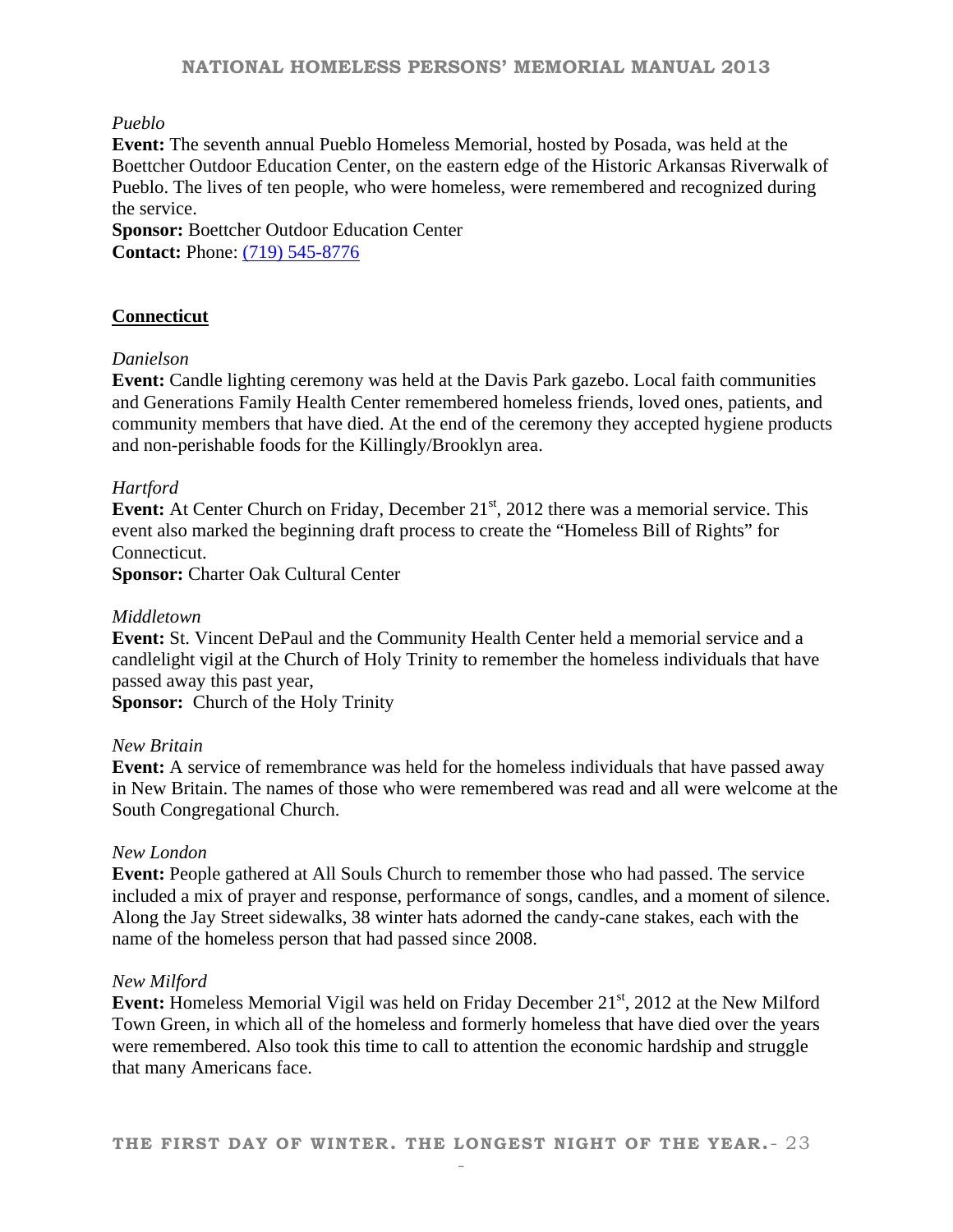*Pueblo*

**Event:** The seventh annual Pueblo Homeless Memorial, hosted by Posada, was held at the Boettcher Outdoor Education Center, on the eastern edge of the Historic Arkansas Riverwalk of Pueblo. The lives of ten people, who were homeless, were remembered and recognized during the service.

**Sponsor:** Boettcher Outdoor Education Center

**Contact:** Phone: (719) 545-8776

## Connecticut

*Danielson*

**Event:** Candle lighting ceremony was held at the Davis Park gazebo. Local faith communities and Generations Family Health Center remembered homeless friends, loved ones, patients, and community members that have died. At the end of the ceremony they accepted hygiene products and non-perishable foods for the Killingly/Brooklyn area.

*Hartford*

**Event:** At Center Church on Friday, December 21st, 2012 there was a memorial service. This event also marked the beginning draft process to create the "Homeless Bill of Rights" for Connecticut.

**Sponsor:** Charter Oak Cultural Center

*Middletown*

**Event:** St. Vincent DePaul and the Community Health Center held a memorial service and a candlelight vigil at the Church of Holy Trinity to remember the homeless individuals that have passed away this past year,

**Sponsor:** Church of the Holy Trinity

*New Britain*

**Event:** A service of remembrance was held for the homeless individuals that have passed away in New Britain. The names of those who were remembered was read and all were welcome at the South Congregational Church.

*New London*

**Event:** People gathered at All Souls Church to remember those who had passed. The service included a mix of prayer and response, performance of songs, candles, and a moment of silence. Along the Jay Street sidewalks, 38 winter hats adorned the candy-cane stakes, each with the name of the homeless person that had passed since 2008.

*New Milford*

**Event:** Homeless Memorial Vigil was held on Friday December 21st, 2012 at the New Milford Town Green, in which all of the homeless and formerly homeless that have died over the years were remembered. Also took this time to call to attention the economic hardship and struggle that many Americans face.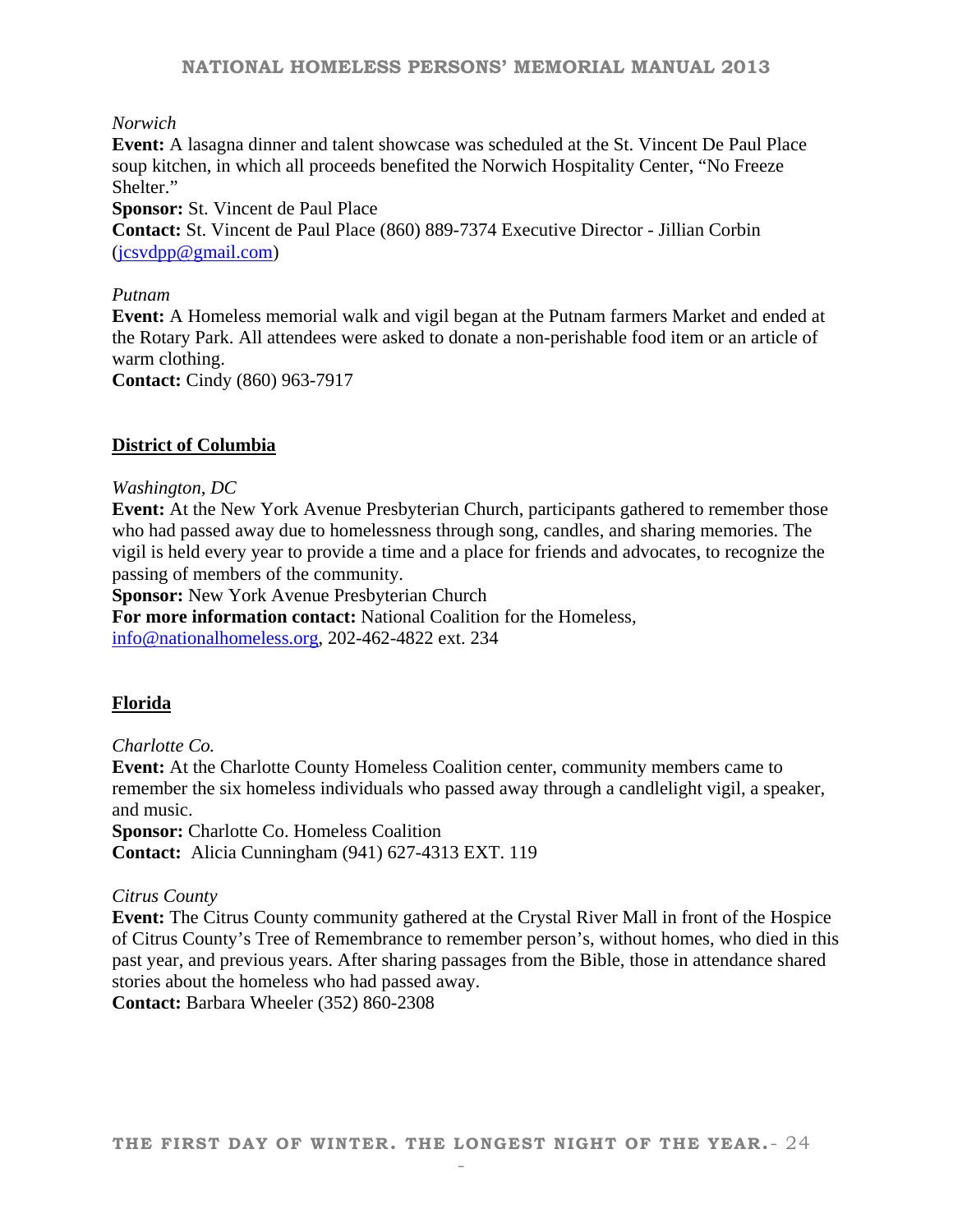*Norwich*

**Event:** A lasagna dinner and talent showcase was scheduled at the St. Vincent De Paul Place soup kitchen, in which all proceeds benefited the Norwich Hospitality Center, "No Freeze Shelter."

**Sponsor:** St. Vincent de Paul Place

**Contact:** St. Vincent de Paul Place (860) 889-7374 Executive Director - Jillian Corbin (jcsvdpp@gmail.com)

*Putnam*

**Event:** A Homeless memorial walk and vigil began at the Putnam farmers Market and ended at the Rotary Park. All attendees were asked to donate a non-perishable food item or an article of warm clothing.

**Contact:** Cindy (860) 963-7917

## District of Columbia

*Washington, DC*

**Event:** At the New York Avenue Presbyterian Church, participants gathered to remember those who had passed away due to homelessness through song, candles, and sharing memories. The vigil is held every year to provide a time and a place for friends and advocates, to recognize the passing of members of the community.

**Sponsor:** New York Avenue Presbyterian Church

**For more information contact:** National Coalition for the Homeless, info@nationalhomeless.org, 202-462-4822 ext. 234

## Florida

*Charlotte Co.*

**Event:** At the Charlotte County Homeless Coalition center, community members came to remember the six homeless individuals who passed away through a candlelight vigil, a speaker, and music.

**Sponsor:** Charlotte Co. Homeless Coalition

**Contact:** Alicia Cunningham (941) 627-4313 EXT. 119

*Citrus County*

**Event:** The Citrus County community gathered at the Crystal River Mall in front of the Hospice of Citrus County's Tree of Remembrance to remember person's, without homes, who died in this past year, and previous years. After sharing passages from the Bible, those in attendance shared stories about the homeless who had passed away.

**Contact:** Barbara Wheeler (352) 860-2308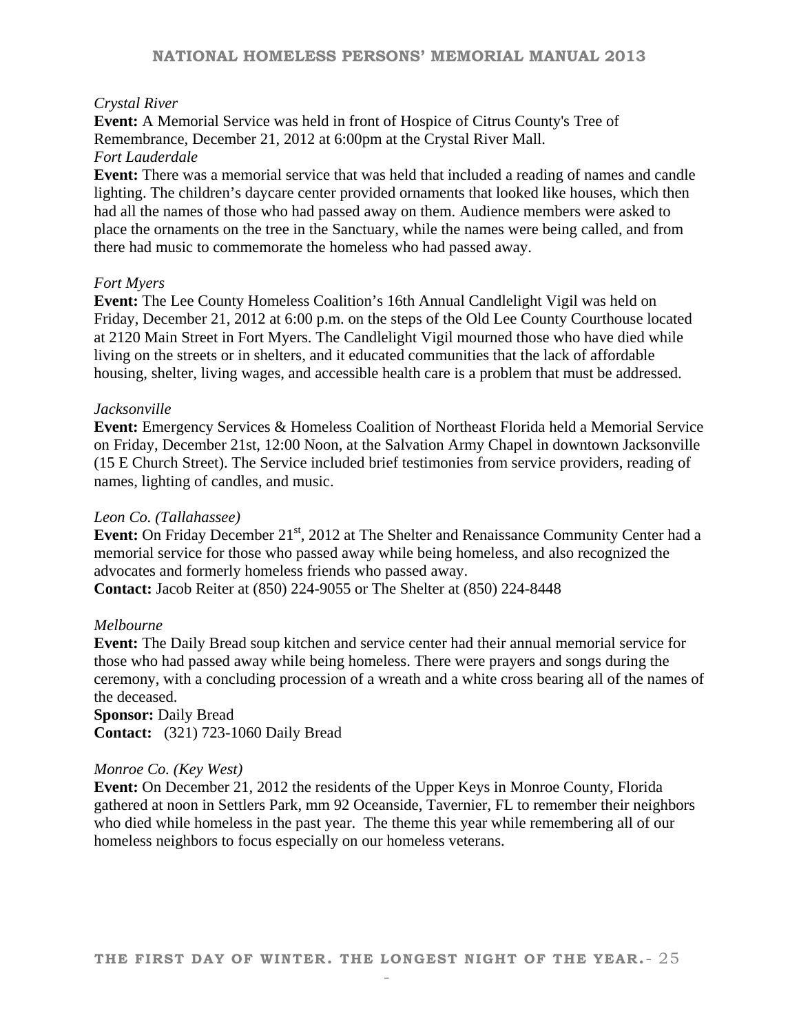*Crystal River*

**Event:** A Memorial Service was held in front of Hospice of Citrus County's Tree of Remembrance, December 21, 2012 at 6:00pm at the Crystal River Mall.

*Fort Lauderdale*

**Event:** There was a memorial service that was held that included a reading of names and candle lighting. The children's daycare center provided ornaments that looked like houses, which then had all the names of those who had passed away on them. Audience members were asked to place the ornaments on the tree in the Sanctuary, while the names were being called, and from there had music to commemorate the homeless who had passed away.

*Fort Myers*

**Event:** The Lee County Homeless Coalition's 16th Annual Candlelight Vigil was held on Friday, December 21, 2012 at 6:00 p.m. on the steps of the Old Lee County Courthouse located at 2120 Main Street in Fort Myers. The Candlelight Vigil mourned those who have died while living on the streets or in shelters, and it educated communities that the lack of affordable housing, shelter, living wages, and accessible health care is a problem that must be addressed.

*Jacksonville*

**Event:** Emergency Services & Homeless Coalition of Northeast Florida held a Memorial Service on Friday, December 21st, 12:00 Noon, at the Salvation Army Chapel in downtown Jacksonville (15 E Church Street). The Service included brief testimonies from service providers, reading of names, lighting of candles, and music.

*Leon Co. (Tallahassee)*

**Event:** On Friday December 21st, 2012 at The Shelter and Renaissance Community Center had a memorial service for those who passed away while being homeless, and also recognized the advocates and formerly homeless friends who passed away.

**Contact:** Jacob Reiter at (850) 224-9055 or The Shelter at (850) 224-8448

*Melbourne*

**Event:** The Daily Bread soup kitchen and service center had their annual memorial service for those who had passed away while being homeless. There were prayers and songs during the ceremony, with a concluding procession of a wreath and a white cross bearing all of the names of the deceased.

**Sponsor:** Daily Bread

**Contact:** (321) 723-1060 Daily Bread

*Monroe Co. (Key West)*

**Event:** On December 21, 2012 the residents of the Upper Keys in Monroe County, Florida gathered at noon in Settlers Park, mm 92 Oceanside, Tavernier, FL to remember their neighbors who died while homeless in the past year. The theme this year while remembering all of our homeless neighbors to focus especially on our homeless veterans.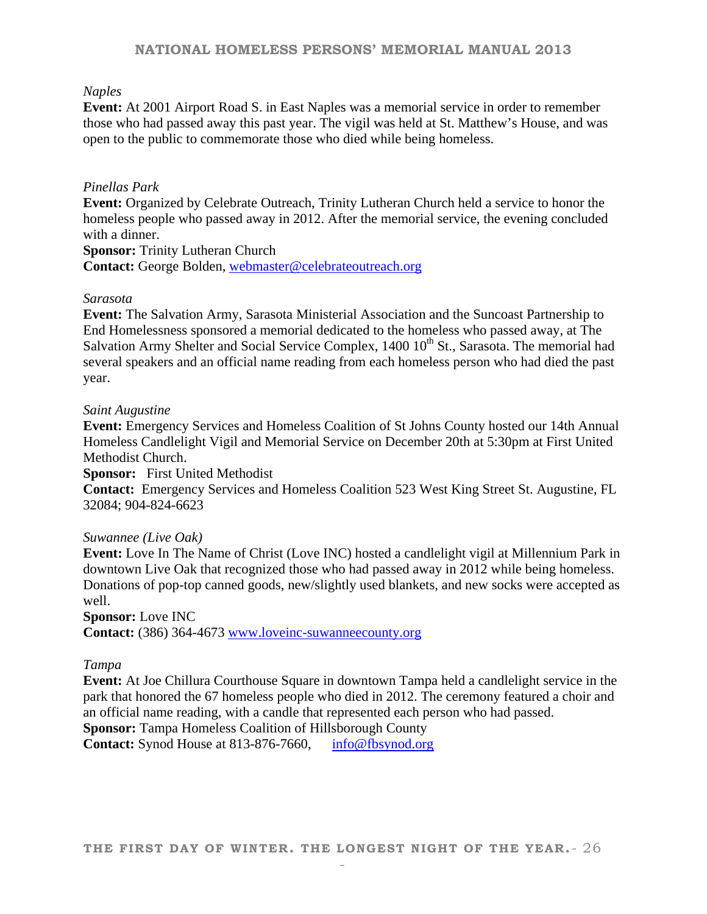*Naples*

**Event:** At 2001 Airport Road S. in East Naples was a memorial service in order to remember those who had passed away this past year. The vigil was held at St. Matthew's House, and was open to the public to commemorate those who died while being homeless.

*Pinellas Park*

**Event:** Organized by Celebrate Outreach, Trinity Lutheran Church held a service to honor the homeless people who passed away in 2012. After the memorial service, the evening concluded with a dinner.

**Sponsor:** Trinity Lutheran Church

**Contact:** George Bolden, webmaster@celebrateoutreach.org

*Sarasota*

**Event:** The Salvation Army, Sarasota Ministerial Association and the Suncoast Partnership to End Homelessness sponsored a memorial dedicated to the homeless who passed away, at The Salvation Army Shelter and Social Service Complex, 1400 10th St., Sarasota. The memorial had several speakers and an official name reading from each homeless person who had died the past year.

*Saint Augustine*

**Event:** Emergency Services and Homeless Coalition of St Johns County hosted our 14th Annual Homeless Candlelight Vigil and Memorial Service on December 20th at 5:30pm at First United Methodist Church.

**Sponsor:** First United Methodist

**Contact:** Emergency Services and Homeless Coalition 523 West King Street St. Augustine, FL 32084; 904-824-6623

*Suwannee (Live Oak)*

**Event:** Love In The Name of Christ (Love INC) hosted a candlelight vigil at Millennium Park in downtown Live Oak that recognized those who had passed away in 2012 while being homeless. Donations of pop-top canned goods, new/slightly used blankets, and new socks were accepted as well.

**Sponsor:** Love INC

**Contact:** (386) 364-4673 www.loveinc-suwanneecounty.org

*Tampa*

**Event:** At Joe Chillura Courthouse Square in downtown Tampa held a candlelight service in the park that honored the 67 homeless people who died in 2012. The ceremony featured a choir and an official name reading, with a candle that represented each person who had passed.

**Sponsor:** Tampa Homeless Coalition of Hillsborough County

**Contact:** Synod House at 813-876-7660, info@fbsynod.org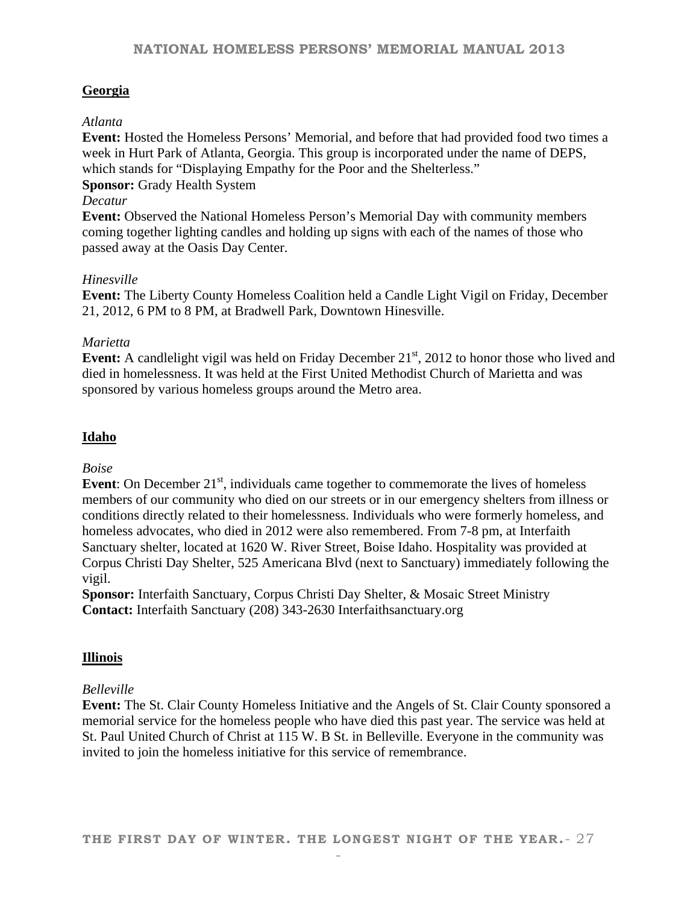## Georgia

*Atlanta*

**Event:** Hosted the Homeless Persons' Memorial, and before that had provided food two times a week in Hurt Park of Atlanta, Georgia. This group is incorporated under the name of DEPS, which stands for "Displaying Empathy for the Poor and the Shelterless."

**Sponsor:** Grady Health System

*Decatur*

**Event:** Observed the National Homeless Person's Memorial Day with community members coming together lighting candles and holding up signs with each of the names of those who passed away at the Oasis Day Center.

*Hinesville*

**Event:** The Liberty County Homeless Coalition held a Candle Light Vigil on Friday, December 21, 2012, 6 PM to 8 PM, at Bradwell Park, Downtown Hinesville.

*Marietta*

**Event:** A candlelight vigil was held on Friday December 21st, 2012 to honor those who lived and died in homelessness. It was held at the First United Methodist Church of Marietta and was sponsored by various homeless groups around the Metro area.

## Idaho

*Boise*

**Event**: On December 21st, individuals came together to commemorate the lives of homeless members of our community who died on our streets or in our emergency shelters from illness or conditions directly related to their homelessness. Individuals who were formerly homeless, and homeless advocates, who died in 2012 were also remembered. From 7-8 pm, at Interfaith Sanctuary shelter, located at 1620 W. River Street, Boise Idaho. Hospitality was provided at Corpus Christi Day Shelter, 525 Americana Blvd (next to Sanctuary) immediately following the vigil.

**Sponsor:** Interfaith Sanctuary, Corpus Christi Day Shelter, & Mosaic Street Ministry

**Contact:** Interfaith Sanctuary (208) 343-2630 Interfaithsanctuary.org

## Illinois

*Belleville*

**Event:** The St. Clair County Homeless Initiative and the Angels of St. Clair County sponsored a memorial service for the homeless people who have died this past year. The service was held at St. Paul United Church of Christ at 115 W. B St. in Belleville. Everyone in the community was invited to join the homeless initiative for this service of remembrance.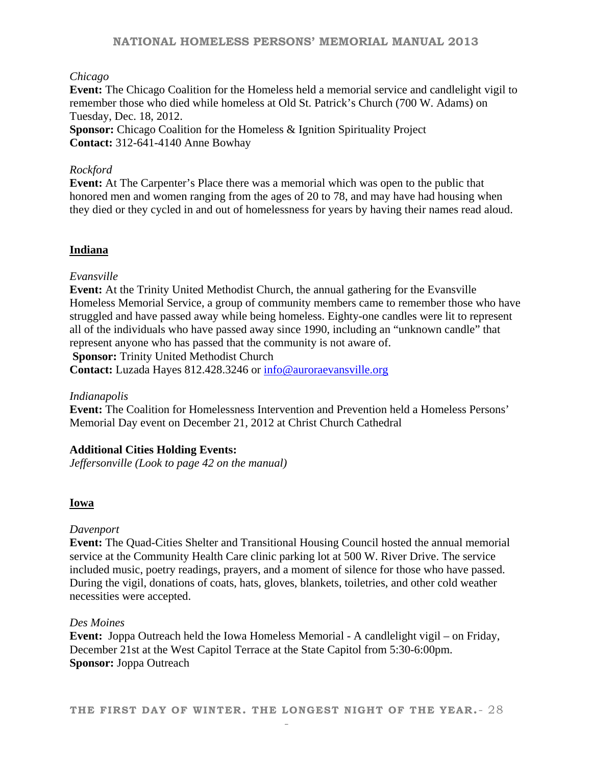*Chicago*

**Event:** The Chicago Coalition for the Homeless held a memorial service and candlelight vigil to remember those who died while homeless at Old St. Patrick's Church (700 W. Adams) on Tuesday, Dec. 18, 2012.

**Sponsor:** Chicago Coalition for the Homeless & Ignition Spirituality Project

**Contact:** 312-641-4140 Anne Bowhay

*Rockford*

**Event:** At The Carpenter's Place there was a memorial which was open to the public that honored men and women ranging from the ages of 20 to 78, and may have had housing when they died or they cycled in and out of homelessness for years by having their names read aloud.

## Indiana

*Evansville*

**Event:** At the Trinity United Methodist Church, the annual gathering for the Evansville Homeless Memorial Service, a group of community members came to remember those who have struggled and have passed away while being homeless. Eighty-one candles were lit to represent all of the individuals who have passed away since 1990, including an "unknown candle" that represent anyone who has passed that the community is not aware of.

**Sponsor:** Trinity United Methodist Church

**Contact:** Luzada Hayes 812.428.3246 or info@auroraevansville.org

*Indianapolis*

**Event:** The Coalition for Homelessness Intervention and Prevention held a Homeless Persons' Memorial Day event on December 21, 2012 at Christ Church Cathedral

**Additional Cities Holding Events:**

*Jeffersonville (Look to page 42 on the manual)*

## Iowa

*Davenport*

**Event:** The Quad-Cities Shelter and Transitional Housing Council hosted the annual memorial service at the Community Health Care clinic parking lot at 500 W. River Drive. The service included music, poetry readings, prayers, and a moment of silence for those who have passed. During the vigil, donations of coats, hats, gloves, blankets, toiletries, and other cold weather necessities were accepted.

*Des Moines*

**Event:** Joppa Outreach held the Iowa Homeless Memorial - A candlelight vigil – on Friday, December 21st at the West Capitol Terrace at the State Capitol from 5:30-6:00pm.

**Sponsor:** Joppa Outreach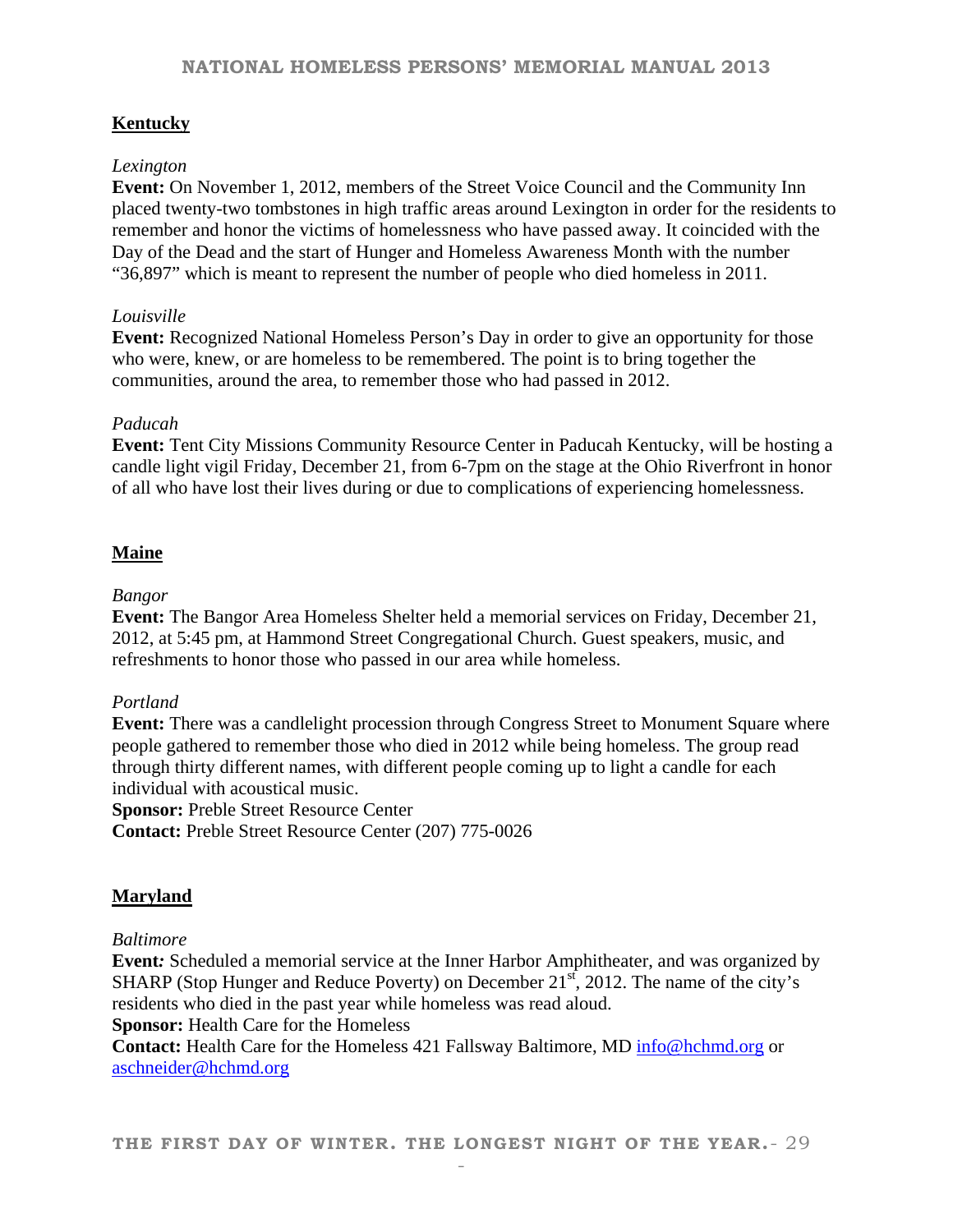## Kentucky

*Lexington*

**Event:** On November 1, 2012, members of the Street Voice Council and the Community Inn placed twenty-two tombstones in high traffic areas around Lexington in order for the residents to remember and honor the victims of homelessness who have passed away. It coincided with the Day of the Dead and the start of Hunger and Homeless Awareness Month with the number "36,897" which is meant to represent the number of people who died homeless in 2011.

*Louisville*

**Event:** Recognized National Homeless Person's Day in order to give an opportunity for those who were, knew, or are homeless to be remembered. The point is to bring together the communities, around the area, to remember those who had passed in 2012.

*Paducah*

**Event:** Tent City Missions Community Resource Center in Paducah Kentucky, will be hosting a candle light vigil Friday, December 21, from 6-7pm on the stage at the Ohio Riverfront in honor of all who have lost their lives during or due to complications of experiencing homelessness.

## Maine

*Bangor*

**Event:** The Bangor Area Homeless Shelter held a memorial services on Friday, December 21, 2012, at 5:45 pm, at Hammond Street Congregational Church. Guest speakers, music, and refreshments to honor those who passed in our area while homeless.

*Portland*

**Event:** There was a candlelight procession through Congress Street to Monument Square where people gathered to remember those who died in 2012 while being homeless. The group read through thirty different names, with different people coming up to light a candle for each individual with acoustical music.

**Sponsor:** Preble Street Resource Center

**Contact:** Preble Street Resource Center (207) 775-0026

## Maryland

*Baltimore*

**Event:** Scheduled a memorial service at the Inner Harbor Amphitheater, and was organized by SHARP (Stop Hunger and Reduce Poverty) on December 21st, 2012. The name of the city's residents who died in the past year while homeless was read aloud.

**Sponsor:** Health Care for the Homeless

**Contact:** Health Care for the Homeless 421 Fallsway Baltimore, MD info@hchmd.org or aschneider@hchmd.org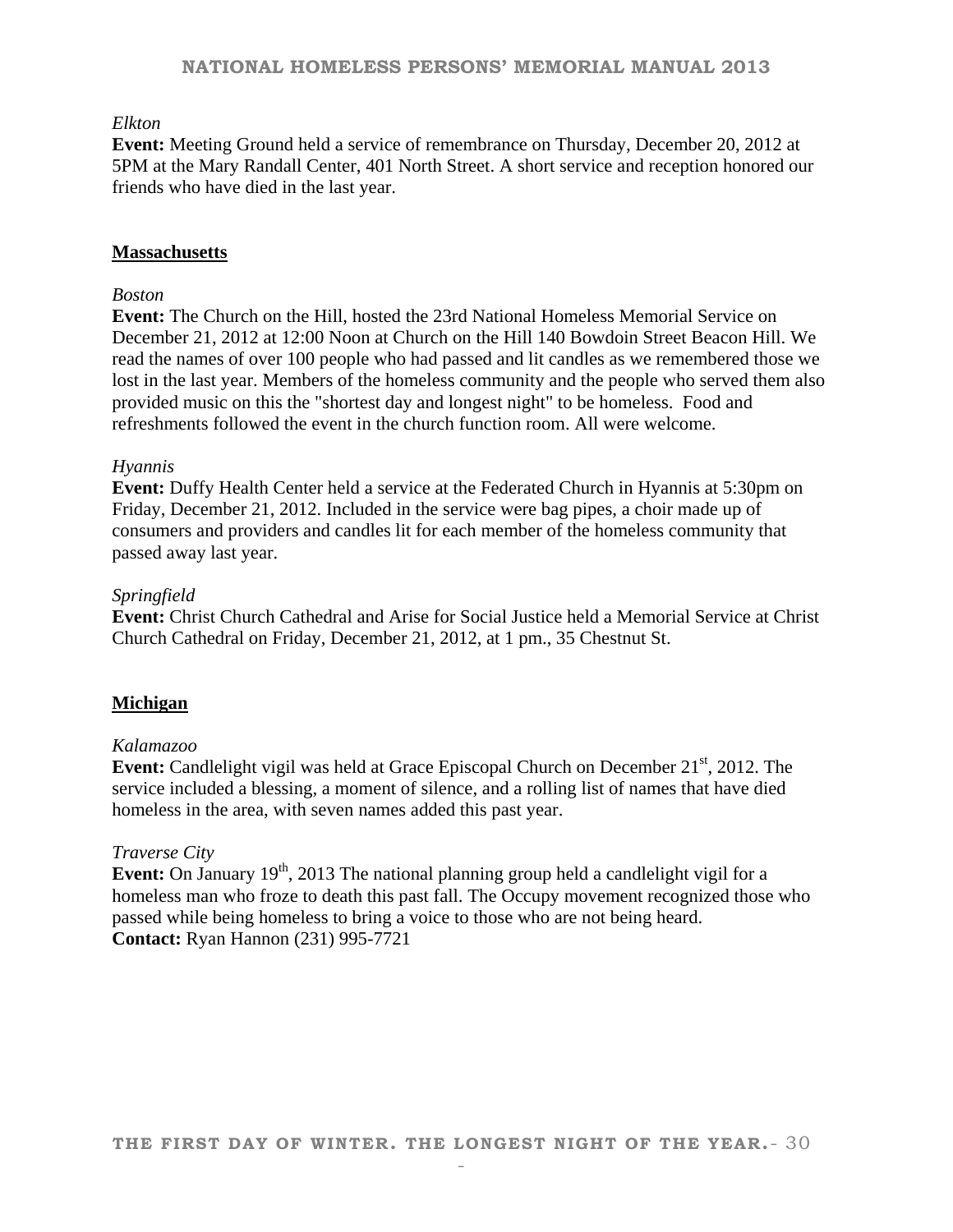*Elkton*

**Event:** Meeting Ground held a service of remembrance on Thursday, December 20, 2012 at 5PM at the Mary Randall Center, 401 North Street. A short service and reception honored our friends who have died in the last year.

## Massachusetts

*Boston*

**Event:** The Church on the Hill, hosted the 23rd National Homeless Memorial Service on December 21, 2012 at 12:00 Noon at Church on the Hill 140 Bowdoin Street Beacon Hill. We read the names of over 100 people who had passed and lit candles as we remembered those we lost in the last year. Members of the homeless community and the people who served them also provided music on this the "shortest day and longest night" to be homeless. Food and refreshments followed the event in the church function room. All were welcome.

*Hyannis*

**Event:** Duffy Health Center held a service at the Federated Church in Hyannis at 5:30pm on Friday, December 21, 2012. Included in the service were bag pipes, a choir made up of consumers and providers and candles lit for each member of the homeless community that passed away last year.

*Springfield*

**Event:** Christ Church Cathedral and Arise for Social Justice held a Memorial Service at Christ Church Cathedral on Friday, December 21, 2012, at 1 pm., 35 Chestnut St.

## Michigan

*Kalamazoo*

**Event:** Candlelight vigil was held at Grace Episcopal Church on December 21st, 2012. The service included a blessing, a moment of silence, and a rolling list of names that have died homeless in the area, with seven names added this past year.

*Traverse City*

**Event:** On January 19th, 2013 The national planning group held a candlelight vigil for a homeless man who froze to death this past fall. The Occupy movement recognized those who passed while being homeless to bring a voice to those who are not being heard.
**Contact:** Ryan Hannon (231) 995-7721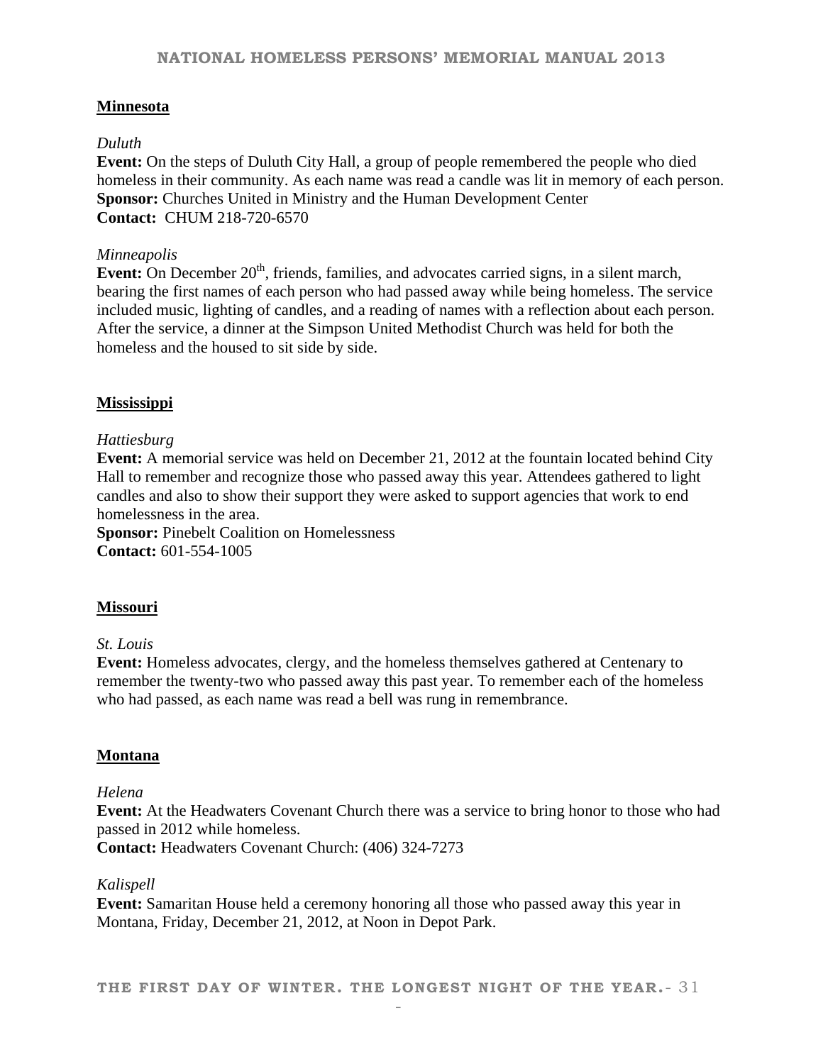## Minnesota

*Duluth*

**Event:** On the steps of Duluth City Hall, a group of people remembered the people who died homeless in their community. As each name was read a candle was lit in memory of each person.
**Sponsor:** Churches United in Ministry and the Human Development Center
**Contact:** CHUM 218-720-6570

*Minneapolis*

**Event:** On December 20th, friends, families, and advocates carried signs, in a silent march, bearing the first names of each person who had passed away while being homeless. The service included music, lighting of candles, and a reading of names with a reflection about each person. After the service, a dinner at the Simpson United Methodist Church was held for both the homeless and the housed to sit side by side.

## Mississippi

*Hattiesburg*

**Event:** A memorial service was held on December 21, 2012 at the fountain located behind City Hall to remember and recognize those who passed away this year. Attendees gathered to light candles and also to show their support they were asked to support agencies that work to end homelessness in the area.
**Sponsor:** Pinebelt Coalition on Homelessness
**Contact:** 601-554-1005

## Missouri

*St. Louis*

**Event:** Homeless advocates, clergy, and the homeless themselves gathered at Centenary to remember the twenty-two who passed away this past year. To remember each of the homeless who had passed, as each name was read a bell was rung in remembrance.

## Montana

*Helena*

**Event:** At the Headwaters Covenant Church there was a service to bring honor to those who had passed in 2012 while homeless.
**Contact:** Headwaters Covenant Church: (406) 324-7273

*Kalispell*

**Event:** Samaritan House held a ceremony honoring all those who passed away this year in Montana, Friday, December 21, 2012, at Noon in Depot Park.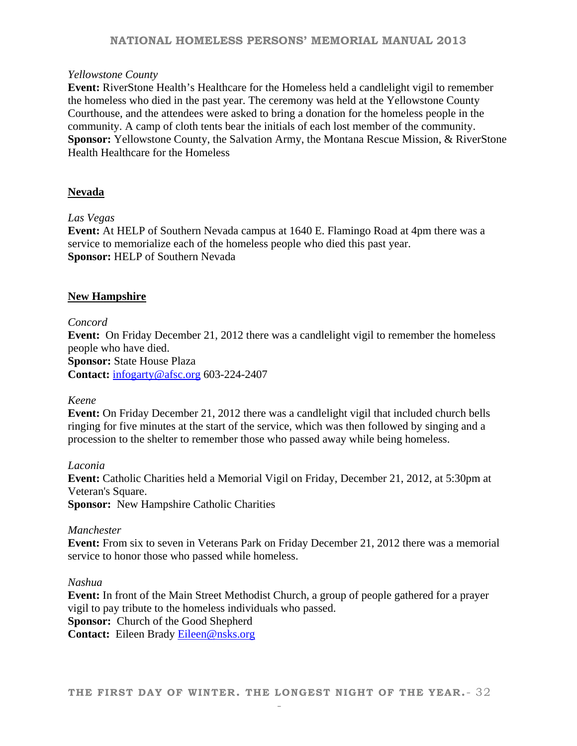*Yellowstone County*
**Event:** RiverStone Health's Healthcare for the Homeless held a candlelight vigil to remember the homeless who died in the past year. The ceremony was held at the Yellowstone County Courthouse, and the attendees were asked to bring a donation for the homeless people in the community. A camp of cloth tents bear the initials of each lost member of the community.
**Sponsor:** Yellowstone County, the Salvation Army, the Montana Rescue Mission, & RiverStone Health Healthcare for the Homeless

## Nevada

*Las Vegas*
**Event:** At HELP of Southern Nevada campus at 1640 E. Flamingo Road at 4pm there was a service to memorialize each of the homeless people who died this past year.
**Sponsor:** HELP of Southern Nevada

## New Hampshire

*Concord*
**Event:** On Friday December 21, 2012 there was a candlelight vigil to remember the homeless people who have died.
**Sponsor:** State House Plaza
**Contact:** infogarty@afsc.org 603-224-2407

*Keene*
**Event:** On Friday December 21, 2012 there was a candlelight vigil that included church bells ringing for five minutes at the start of the service, which was then followed by singing and a procession to the shelter to remember those who passed away while being homeless.

*Laconia*
**Event:** Catholic Charities held a Memorial Vigil on Friday, December 21, 2012, at 5:30pm at Veteran's Square.
**Sponsor:** New Hampshire Catholic Charities

*Manchester*
**Event:** From six to seven in Veterans Park on Friday December 21, 2012 there was a memorial service to honor those who passed while homeless.

*Nashua*
**Event:** In front of the Main Street Methodist Church, a group of people gathered for a prayer vigil to pay tribute to the homeless individuals who passed.
**Sponsor:** Church of the Good Shepherd
**Contact:** Eileen Brady Eileen@nsks.org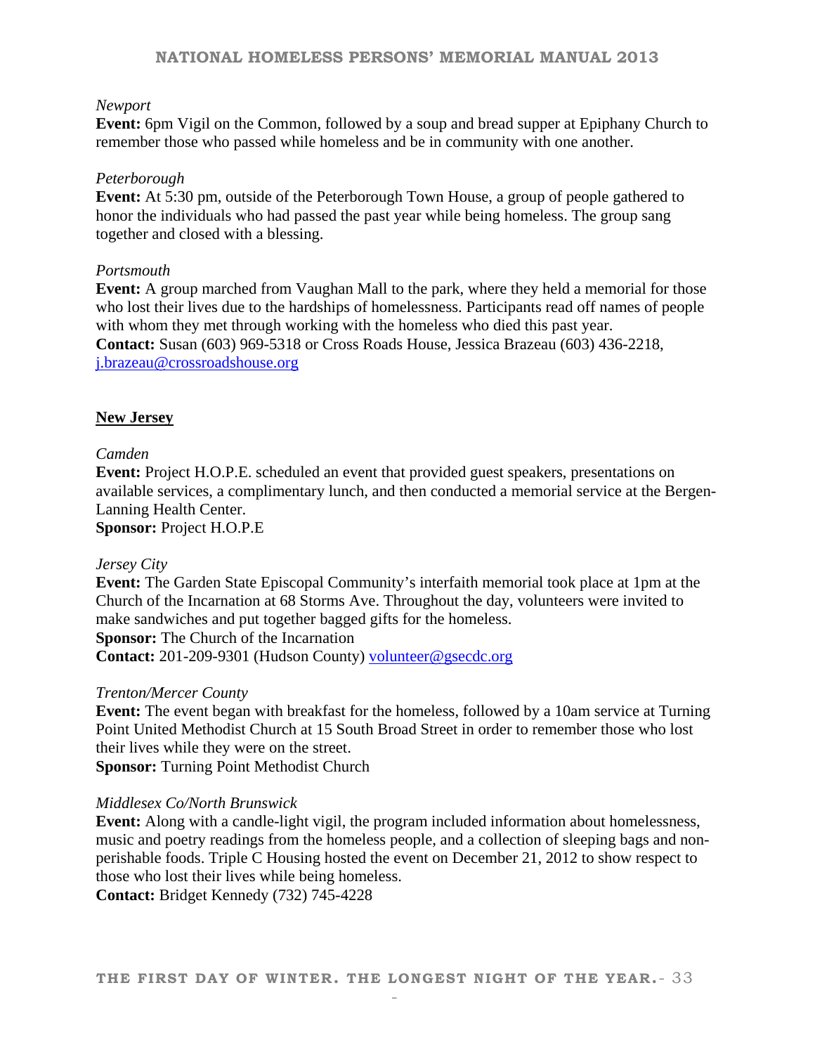*Newport*

**Event:** 6pm Vigil on the Common, followed by a soup and bread supper at Epiphany Church to remember those who passed while homeless and be in community with one another.

*Peterborough*

**Event:** At 5:30 pm, outside of the Peterborough Town House, a group of people gathered to honor the individuals who had passed the past year while being homeless. The group sang together and closed with a blessing.

*Portsmouth*

**Event:** A group marched from Vaughan Mall to the park, where they held a memorial for those who lost their lives due to the hardships of homelessness. Participants read off names of people with whom they met through working with the homeless who died this past year.
**Contact:** Susan (603) 969-5318 or Cross Roads House, Jessica Brazeau (603) 436-2218, j.brazeau@crossroadshouse.org

## New Jersey

*Camden*

**Event:** Project H.O.P.E. scheduled an event that provided guest speakers, presentations on available services, a complimentary lunch, and then conducted a memorial service at the Bergen-Lanning Health Center.
**Sponsor:** Project H.O.P.E

*Jersey City*

**Event:** The Garden State Episcopal Community's interfaith memorial took place at 1pm at the Church of the Incarnation at 68 Storms Ave. Throughout the day, volunteers were invited to make sandwiches and put together bagged gifts for the homeless.
**Sponsor:** The Church of the Incarnation
**Contact:** 201-209-9301 (Hudson County) volunteer@gsecdc.org

*Trenton/Mercer County*

**Event:** The event began with breakfast for the homeless, followed by a 10am service at Turning Point United Methodist Church at 15 South Broad Street in order to remember those who lost their lives while they were on the street.
**Sponsor:** Turning Point Methodist Church

*Middlesex Co/North Brunswick*

**Event:** Along with a candle-light vigil, the program included information about homelessness, music and poetry readings from the homeless people, and a collection of sleeping bags and non-perishable foods. Triple C Housing hosted the event on December 21, 2012 to show respect to those who lost their lives while being homeless.
**Contact:** Bridget Kennedy (732) 745-4228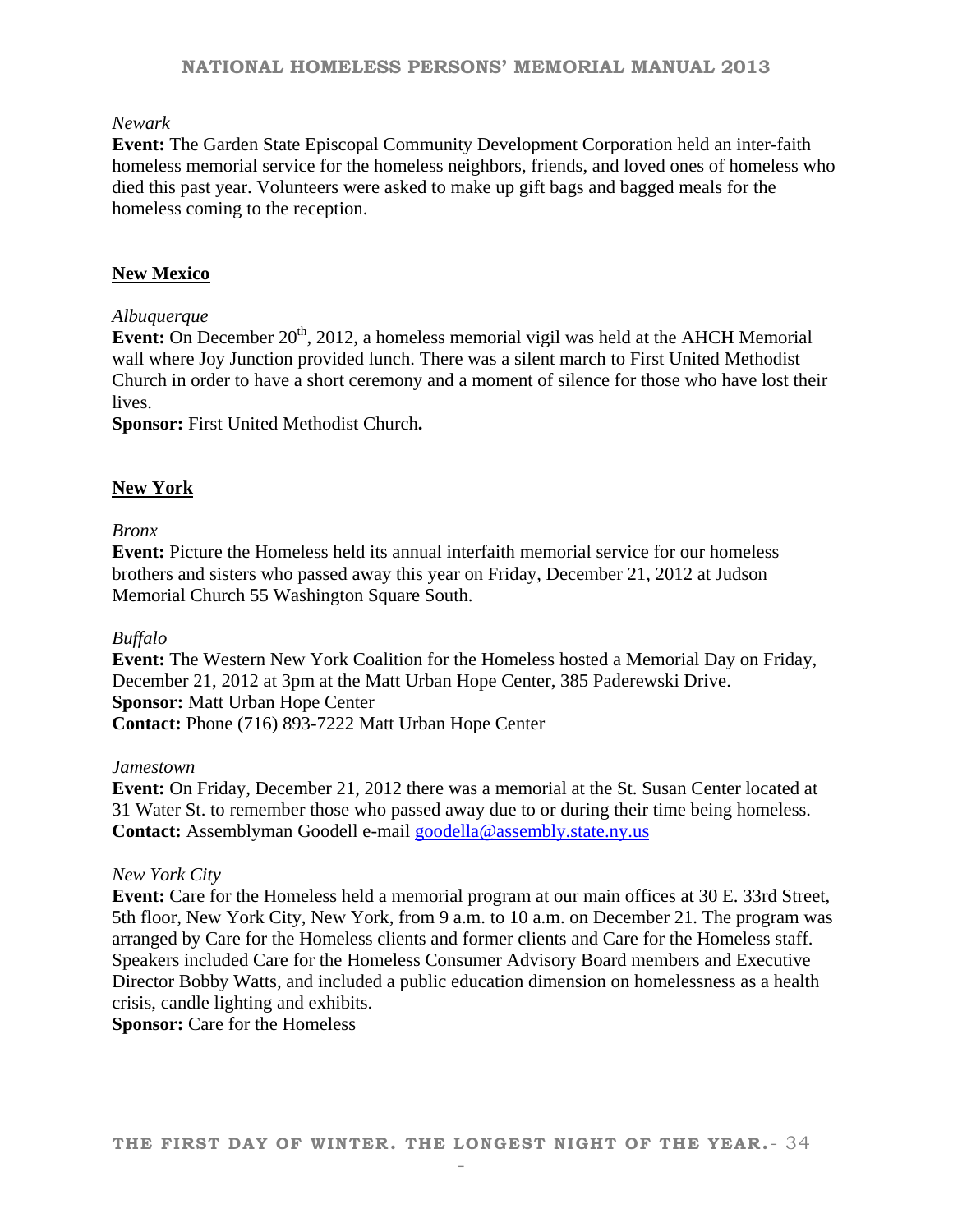*Newark*

**Event:** The Garden State Episcopal Community Development Corporation held an inter-faith homeless memorial service for the homeless neighbors, friends, and loved ones of homeless who died this past year. Volunteers were asked to make up gift bags and bagged meals for the homeless coming to the reception.

## New Mexico

*Albuquerque*

**Event:** On December 20th, 2012, a homeless memorial vigil was held at the AHCH Memorial wall where Joy Junction provided lunch. There was a silent march to First United Methodist Church in order to have a short ceremony and a moment of silence for those who have lost their lives.

**Sponsor:** First United Methodist Church**.**

## New York

*Bronx*

**Event:** Picture the Homeless held its annual interfaith memorial service for our homeless brothers and sisters who passed away this year on Friday, December 21, 2012 at Judson Memorial Church 55 Washington Square South.

*Buffalo*

**Event:** The Western New York Coalition for the Homeless hosted a Memorial Day on Friday, December 21, 2012 at 3pm at the Matt Urban Hope Center, 385 Paderewski Drive.

**Sponsor:** Matt Urban Hope Center

**Contact:** Phone (716) 893-7222 Matt Urban Hope Center

*Jamestown*

**Event:** On Friday, December 21, 2012 there was a memorial at the St. Susan Center located at 31 Water St. to remember those who passed away due to or during their time being homeless.

**Contact:** Assemblyman Goodell e-mail goodella@assembly.state.ny.us

*New York City*

**Event:** Care for the Homeless held a memorial program at our main offices at 30 E. 33rd Street, 5th floor, New York City, New York, from 9 a.m. to 10 a.m. on December 21. The program was arranged by Care for the Homeless clients and former clients and Care for the Homeless staff. Speakers included Care for the Homeless Consumer Advisory Board members and Executive Director Bobby Watts, and included a public education dimension on homelessness as a health crisis, candle lighting and exhibits.

**Sponsor:** Care for the Homeless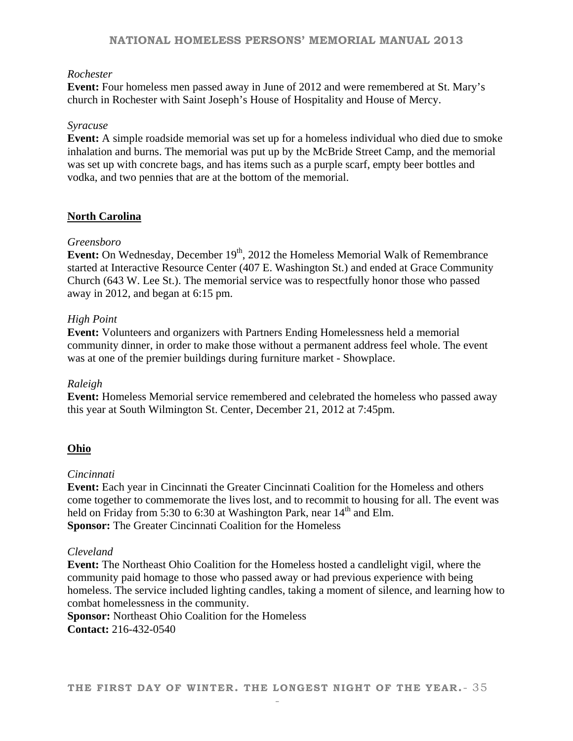*Rochester*

**Event:** Four homeless men passed away in June of 2012 and were remembered at St. Mary's church in Rochester with Saint Joseph's House of Hospitality and House of Mercy.

*Syracuse*

**Event:** A simple roadside memorial was set up for a homeless individual who died due to smoke inhalation and burns. The memorial was put up by the McBride Street Camp, and the memorial was set up with concrete bags, and has items such as a purple scarf, empty beer bottles and vodka, and two pennies that are at the bottom of the memorial.

## North Carolina

*Greensboro*

**Event:** On Wednesday, December 19th, 2012 the Homeless Memorial Walk of Remembrance started at Interactive Resource Center (407 E. Washington St.) and ended at Grace Community Church (643 W. Lee St.). The memorial service was to respectfully honor those who passed away in 2012, and began at 6:15 pm.

*High Point*

**Event:** Volunteers and organizers with Partners Ending Homelessness held a memorial community dinner, in order to make those without a permanent address feel whole. The event was at one of the premier buildings during furniture market - Showplace.

*Raleigh*

**Event:** Homeless Memorial service remembered and celebrated the homeless who passed away this year at South Wilmington St. Center, December 21, 2012 at 7:45pm.

## Ohio

*Cincinnati*

**Event:** Each year in Cincinnati the Greater Cincinnati Coalition for the Homeless and others come together to commemorate the lives lost, and to recommit to housing for all. The event was held on Friday from 5:30 to 6:30 at Washington Park, near 14th and Elm.
**Sponsor:** The Greater Cincinnati Coalition for the Homeless

*Cleveland*

**Event:** The Northeast Ohio Coalition for the Homeless hosted a candlelight vigil, where the community paid homage to those who passed away or had previous experience with being homeless. The service included lighting candles, taking a moment of silence, and learning how to combat homelessness in the community.
**Sponsor:** Northeast Ohio Coalition for the Homeless
**Contact:** 216-432-0540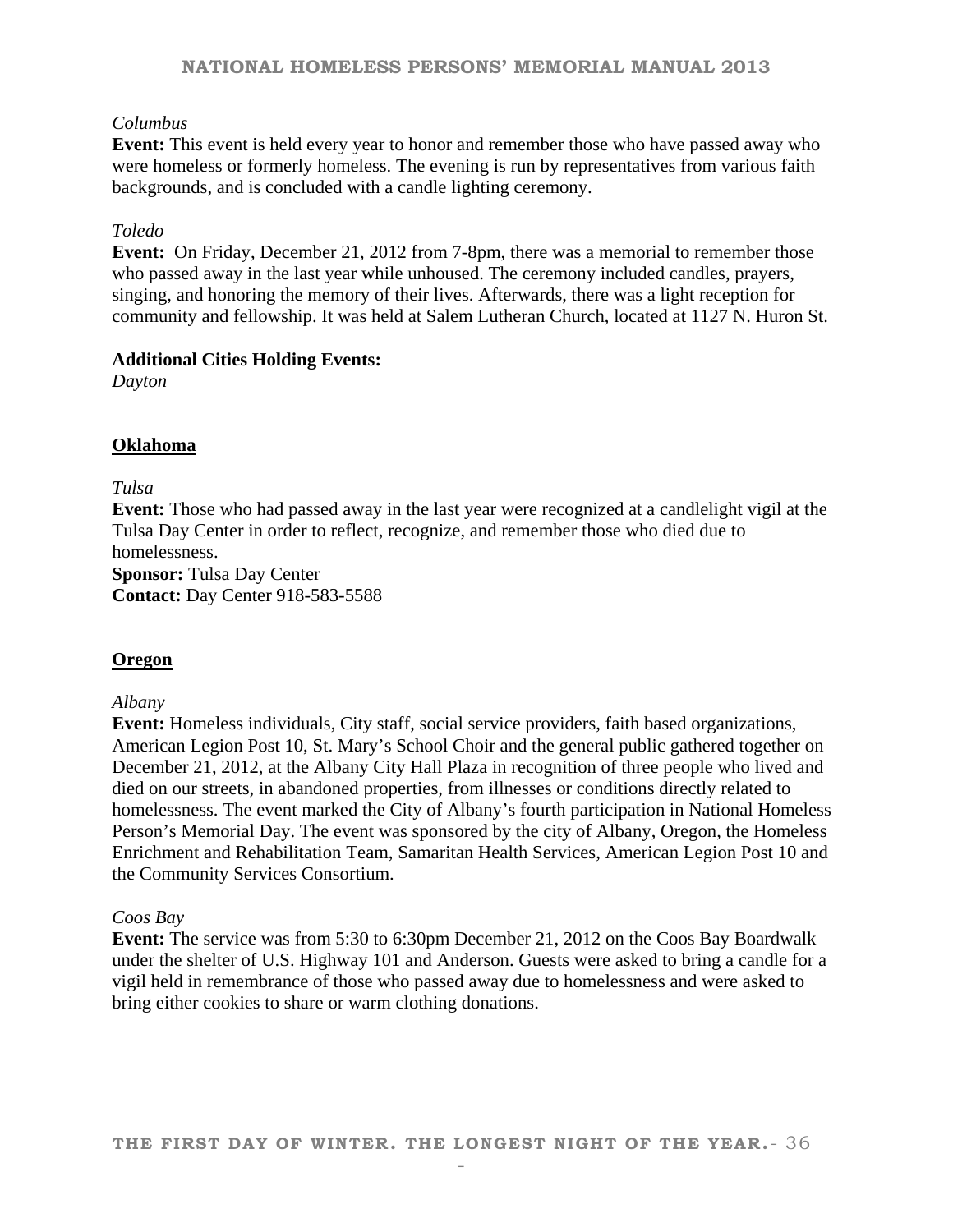*Columbus*

**Event:** This event is held every year to honor and remember those who have passed away who were homeless or formerly homeless. The evening is run by representatives from various faith backgrounds, and is concluded with a candle lighting ceremony.

*Toledo*

**Event:** On Friday, December 21, 2012 from 7-8pm, there was a memorial to remember those who passed away in the last year while unhoused. The ceremony included candles, prayers, singing, and honoring the memory of their lives. Afterwards, there was a light reception for community and fellowship. It was held at Salem Lutheran Church, located at 1127 N. Huron St.

**Additional Cities Holding Events:**
*Dayton*

## Oklahoma

*Tulsa*

**Event:** Those who had passed away in the last year were recognized at a candlelight vigil at the Tulsa Day Center in order to reflect, recognize, and remember those who died due to homelessness.
**Sponsor:** Tulsa Day Center
**Contact:** Day Center 918-583-5588

## Oregon

*Albany*

**Event:** Homeless individuals, City staff, social service providers, faith based organizations, American Legion Post 10, St. Mary's School Choir and the general public gathered together on December 21, 2012, at the Albany City Hall Plaza in recognition of three people who lived and died on our streets, in abandoned properties, from illnesses or conditions directly related to homelessness. The event marked the City of Albany's fourth participation in National Homeless Person's Memorial Day. The event was sponsored by the city of Albany, Oregon, the Homeless Enrichment and Rehabilitation Team, Samaritan Health Services, American Legion Post 10 and the Community Services Consortium.

*Coos Bay*

**Event:** The service was from 5:30 to 6:30pm December 21, 2012 on the Coos Bay Boardwalk under the shelter of U.S. Highway 101 and Anderson. Guests were asked to bring a candle for a vigil held in remembrance of those who passed away due to homelessness and were asked to bring either cookies to share or warm clothing donations.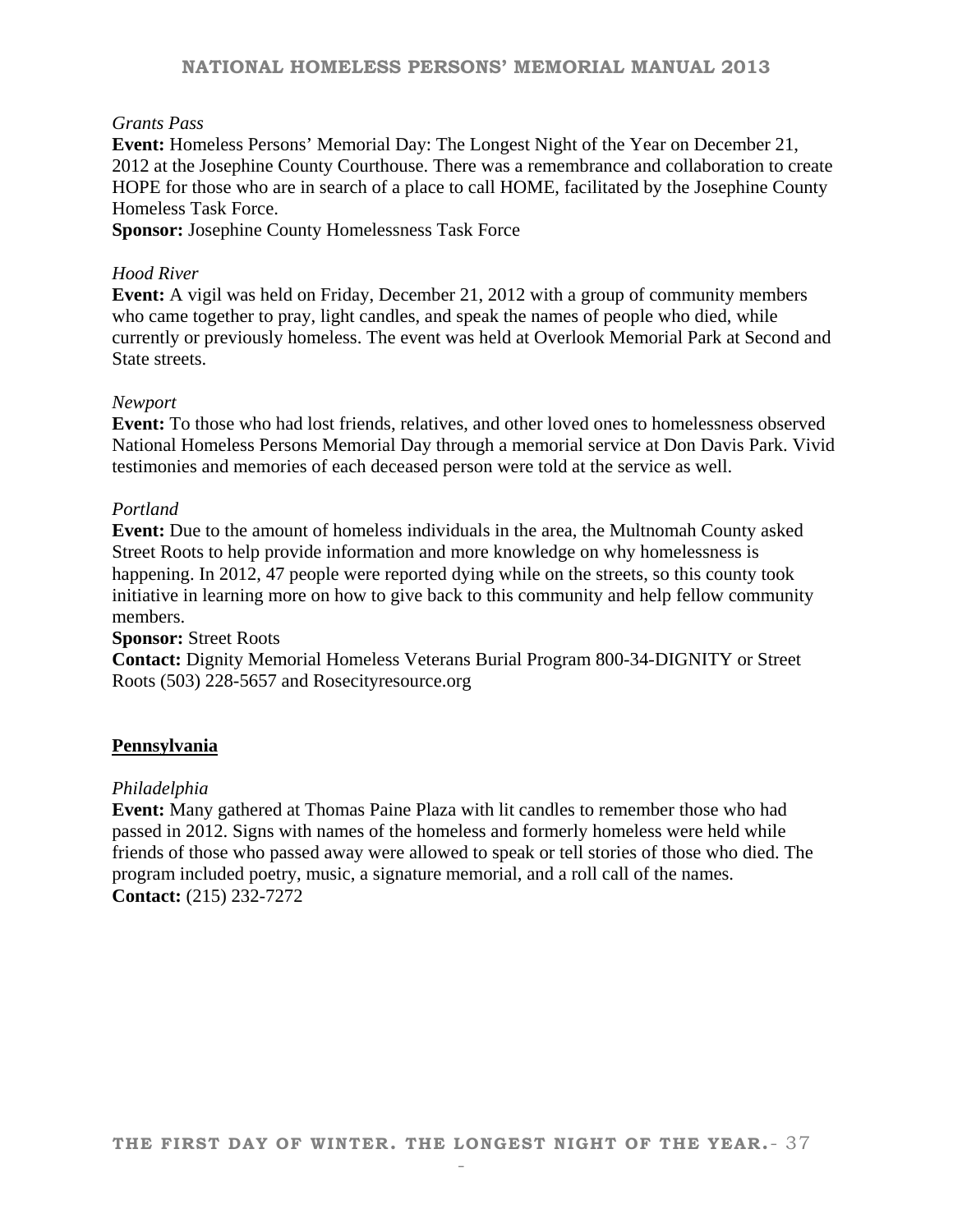*Grants Pass*

**Event:** Homeless Persons' Memorial Day: The Longest Night of the Year on December 21, 2012 at the Josephine County Courthouse. There was a remembrance and collaboration to create HOPE for those who are in search of a place to call HOME, facilitated by the Josephine County Homeless Task Force.

**Sponsor:** Josephine County Homelessness Task Force

*Hood River*

**Event:** A vigil was held on Friday, December 21, 2012 with a group of community members who came together to pray, light candles, and speak the names of people who died, while currently or previously homeless. The event was held at Overlook Memorial Park at Second and State streets.

*Newport*

**Event:** To those who had lost friends, relatives, and other loved ones to homelessness observed National Homeless Persons Memorial Day through a memorial service at Don Davis Park. Vivid testimonies and memories of each deceased person were told at the service as well.

*Portland*

**Event:** Due to the amount of homeless individuals in the area, the Multnomah County asked Street Roots to help provide information and more knowledge on why homelessness is happening. In 2012, 47 people were reported dying while on the streets, so this county took initiative in learning more on how to give back to this community and help fellow community members.

**Sponsor:** Street Roots

**Contact:** Dignity Memorial Homeless Veterans Burial Program 800-34-DIGNITY or Street Roots (503) 228-5657 and Rosecityresource.org

## Pennsylvania

*Philadelphia*

**Event:** Many gathered at Thomas Paine Plaza with lit candles to remember those who had passed in 2012. Signs with names of the homeless and formerly homeless were held while friends of those who passed away were allowed to speak or tell stories of those who died. The program included poetry, music, a signature memorial, and a roll call of the names.

**Contact:** (215) 232-7272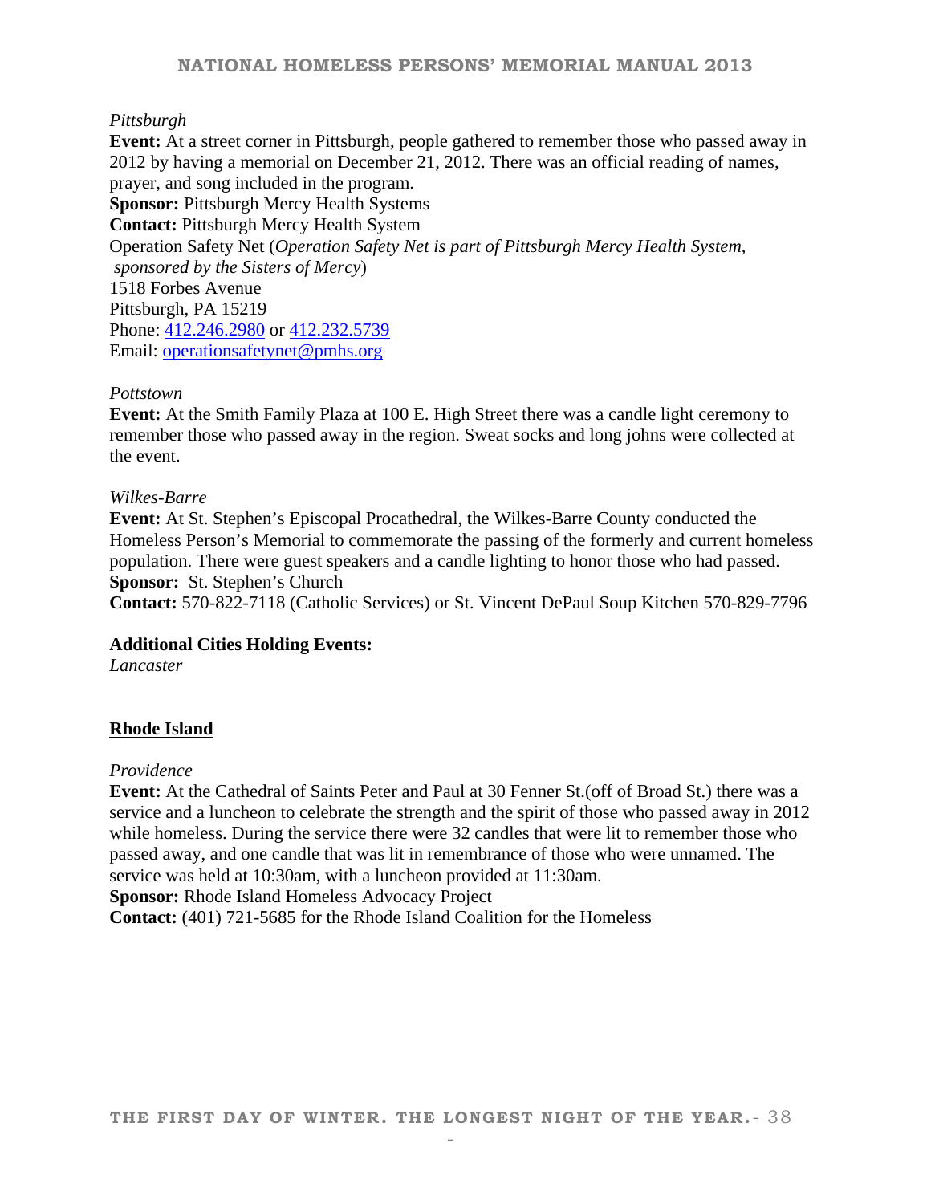*Pittsburgh*

**Event:** At a street corner in Pittsburgh, people gathered to remember those who passed away in 2012 by having a memorial on December 21, 2012. There was an official reading of names, prayer, and song included in the program.

**Sponsor:** Pittsburgh Mercy Health Systems

**Contact:** Pittsburgh Mercy Health System

Operation Safety Net (*Operation Safety Net is part of Pittsburgh Mercy Health System, sponsored by the Sisters of Mercy*)

1518 Forbes Avenue

Pittsburgh, PA 15219

Phone: 412.246.2980 or 412.232.5739

Email: operationsafetynet@pmhs.org

*Pottstown*

**Event:** At the Smith Family Plaza at 100 E. High Street there was a candle light ceremony to remember those who passed away in the region. Sweat socks and long johns were collected at the event.

*Wilkes-Barre*

**Event:** At St. Stephen's Episcopal Procathedral, the Wilkes-Barre County conducted the Homeless Person's Memorial to commemorate the passing of the formerly and current homeless population. There were guest speakers and a candle lighting to honor those who had passed.

**Sponsor:** St. Stephen's Church

**Contact:** 570-822-7118 (Catholic Services) or St. Vincent DePaul Soup Kitchen 570-829-7796

**Additional Cities Holding Events:**

*Lancaster*

## Rhode Island

*Providence*

**Event:** At the Cathedral of Saints Peter and Paul at 30 Fenner St.(off of Broad St.) there was a service and a luncheon to celebrate the strength and the spirit of those who passed away in 2012 while homeless. During the service there were 32 candles that were lit to remember those who passed away, and one candle that was lit in remembrance of those who were unnamed. The service was held at 10:30am, with a luncheon provided at 11:30am.

**Sponsor:** Rhode Island Homeless Advocacy Project

**Contact:** (401) 721-5685 for the Rhode Island Coalition for the Homeless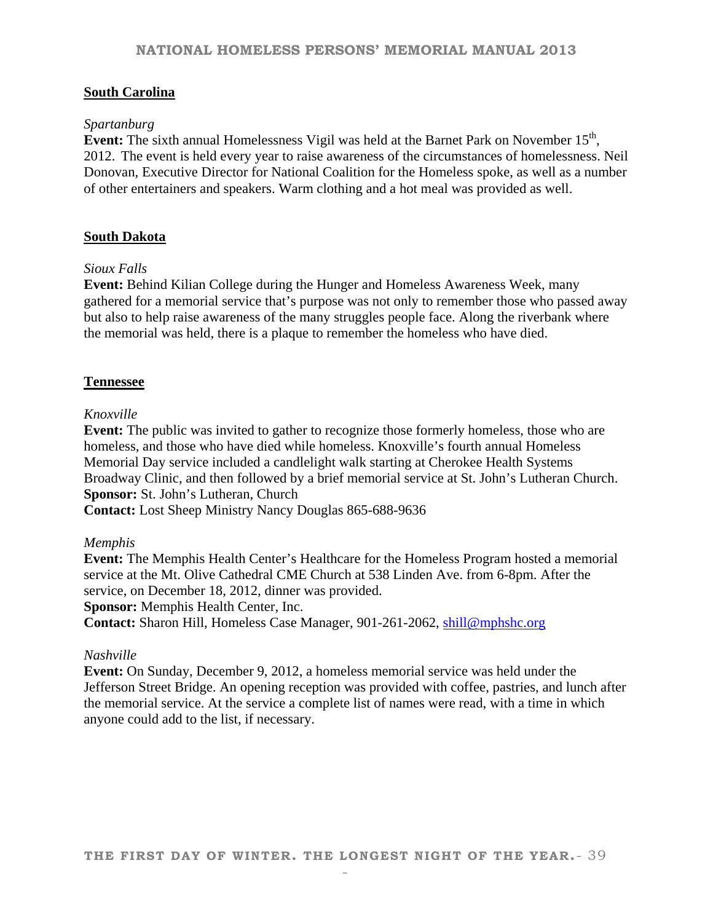## South Carolina

*Spartanburg*

**Event:** The sixth annual Homelessness Vigil was held at the Barnet Park on November 15th, 2012. The event is held every year to raise awareness of the circumstances of homelessness. Neil Donovan, Executive Director for National Coalition for the Homeless spoke, as well as a number of other entertainers and speakers. Warm clothing and a hot meal was provided as well.

## South Dakota

*Sioux Falls*

**Event:** Behind Kilian College during the Hunger and Homeless Awareness Week, many gathered for a memorial service that's purpose was not only to remember those who passed away but also to help raise awareness of the many struggles people face. Along the riverbank where the memorial was held, there is a plaque to remember the homeless who have died.

## Tennessee

*Knoxville*

**Event:** The public was invited to gather to recognize those formerly homeless, those who are homeless, and those who have died while homeless. Knoxville's fourth annual Homeless Memorial Day service included a candlelight walk starting at Cherokee Health Systems Broadway Clinic, and then followed by a brief memorial service at St. John's Lutheran Church.
**Sponsor:** St. John's Lutheran, Church
**Contact:** Lost Sheep Ministry Nancy Douglas 865-688-9636

*Memphis*

**Event:** The Memphis Health Center's Healthcare for the Homeless Program hosted a memorial service at the Mt. Olive Cathedral CME Church at 538 Linden Ave. from 6-8pm. After the service, on December 18, 2012, dinner was provided.
**Sponsor:** Memphis Health Center, Inc.
**Contact:** Sharon Hill, Homeless Case Manager, 901-261-2062, shill@mphshc.org

*Nashville*

**Event:** On Sunday, December 9, 2012, a homeless memorial service was held under the Jefferson Street Bridge. An opening reception was provided with coffee, pastries, and lunch after the memorial service. At the service a complete list of names were read, with a time in which anyone could add to the list, if necessary.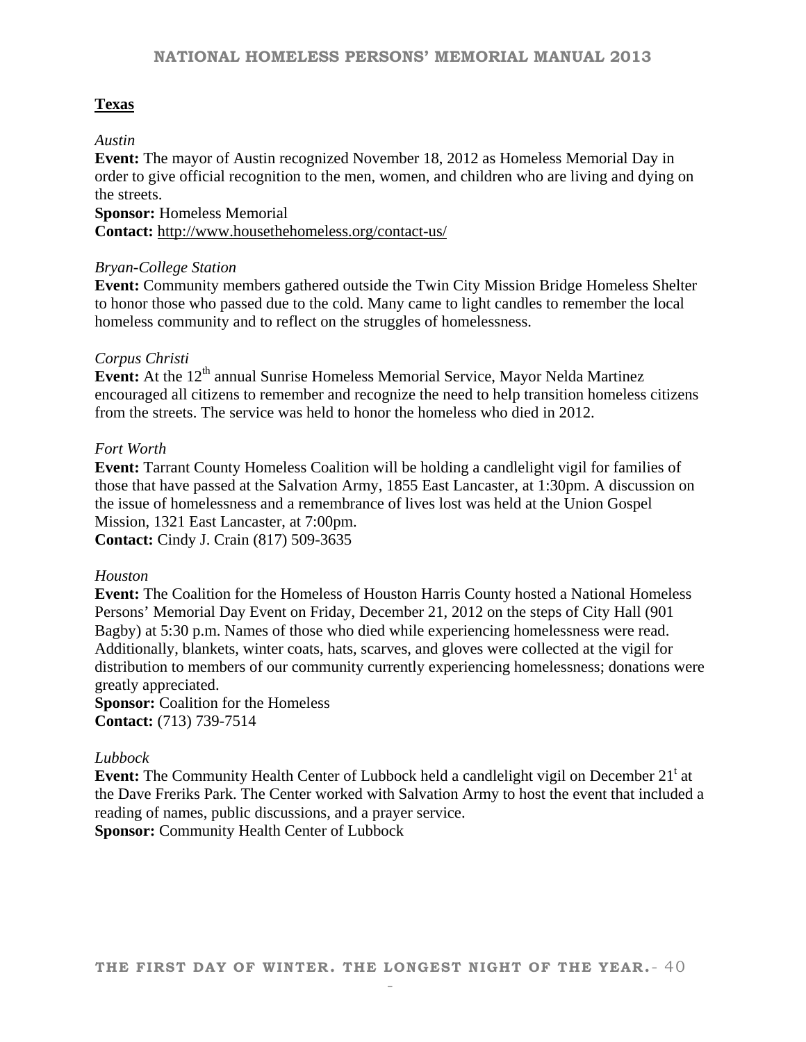## Texas

*Austin*

**Event:** The mayor of Austin recognized November 18, 2012 as Homeless Memorial Day in order to give official recognition to the men, women, and children who are living and dying on the streets.

**Sponsor:** Homeless Memorial

**Contact:** http://www.housethehomeless.org/contact-us/

*Bryan-College Station*

**Event:** Community members gathered outside the Twin City Mission Bridge Homeless Shelter to honor those who passed due to the cold. Many came to light candles to remember the local homeless community and to reflect on the struggles of homelessness.

*Corpus Christi*

**Event:** At the 12th annual Sunrise Homeless Memorial Service, Mayor Nelda Martinez encouraged all citizens to remember and recognize the need to help transition homeless citizens from the streets. The service was held to honor the homeless who died in 2012.

*Fort Worth*

**Event:** Tarrant County Homeless Coalition will be holding a candlelight vigil for families of those that have passed at the Salvation Army, 1855 East Lancaster, at 1:30pm. A discussion on the issue of homelessness and a remembrance of lives lost was held at the Union Gospel Mission, 1321 East Lancaster, at 7:00pm.

**Contact:** Cindy J. Crain (817) 509-3635

*Houston*

**Event:** The Coalition for the Homeless of Houston Harris County hosted a National Homeless Persons' Memorial Day Event on Friday, December 21, 2012 on the steps of City Hall (901 Bagby) at 5:30 p.m. Names of those who died while experiencing homelessness were read. Additionally, blankets, winter coats, hats, scarves, and gloves were collected at the vigil for distribution to members of our community currently experiencing homelessness; donations were greatly appreciated.

**Sponsor:** Coalition for the Homeless

**Contact:** (713) 739-7514

*Lubbock*

**Event:** The Community Health Center of Lubbock held a candlelight vigil on December 21t at the Dave Freriks Park. The Center worked with Salvation Army to host the event that included a reading of names, public discussions, and a prayer service.

**Sponsor:** Community Health Center of Lubbock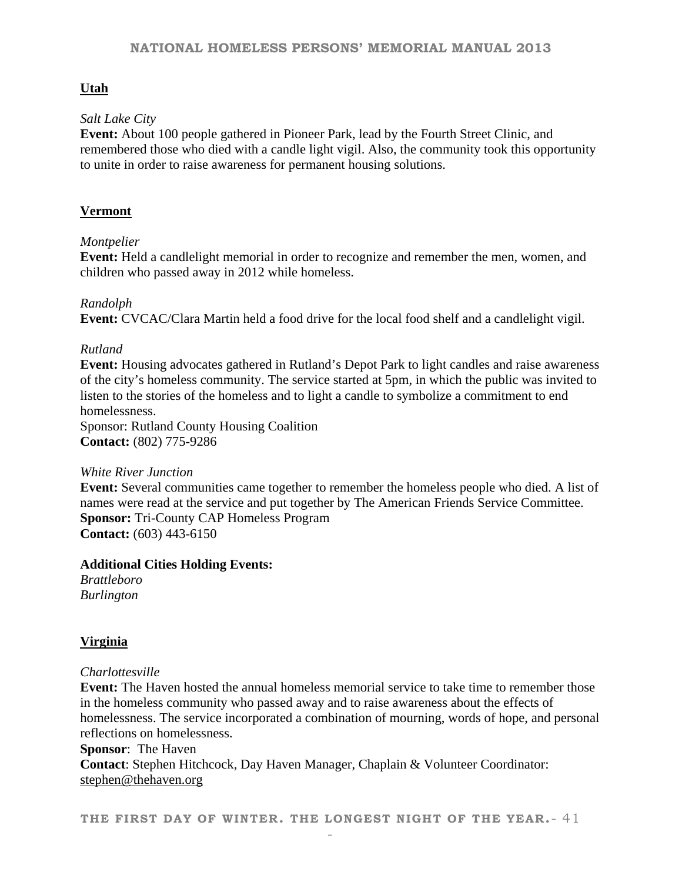## Utah

*Salt Lake City*
**Event:** About 100 people gathered in Pioneer Park, lead by the Fourth Street Clinic, and remembered those who died with a candle light vigil. Also, the community took this opportunity to unite in order to raise awareness for permanent housing solutions.

## Vermont

*Montpelier*
**Event:** Held a candlelight memorial in order to recognize and remember the men, women, and children who passed away in 2012 while homeless.

*Randolph*
**Event:** CVCAC/Clara Martin held a food drive for the local food shelf and a candlelight vigil.

*Rutland*
**Event:** Housing advocates gathered in Rutland's Depot Park to light candles and raise awareness of the city's homeless community. The service started at 5pm, in which the public was invited to listen to the stories of the homeless and to light a candle to symbolize a commitment to end homelessness.
Sponsor: Rutland County Housing Coalition
**Contact:** (802) 775-9286

*White River Junction*
**Event:** Several communities came together to remember the homeless people who died. A list of names were read at the service and put together by The American Friends Service Committee.
**Sponsor:** Tri-County CAP Homeless Program
**Contact:** (603) 443-6150

**Additional Cities Holding Events:**
*Brattleboro*
*Burlington*

## Virginia

*Charlottesville*
**Event:** The Haven hosted the annual homeless memorial service to take time to remember those in the homeless community who passed away and to raise awareness about the effects of homelessness. The service incorporated a combination of mourning, words of hope, and personal reflections on homelessness.
**Sponsor**: The Haven
**Contact**: Stephen Hitchcock, Day Haven Manager, Chaplain & Volunteer Coordinator: stephen@thehaven.org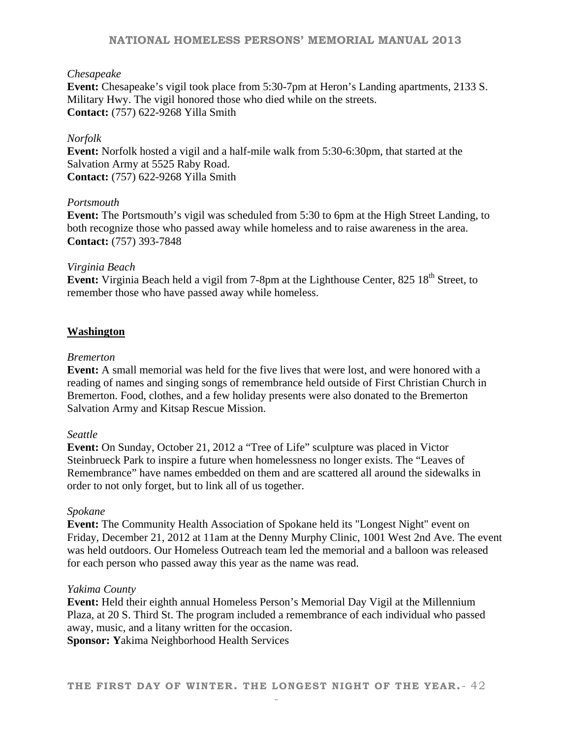*Chesapeake*

**Event:** Chesapeake's vigil took place from 5:30-7pm at Heron's Landing apartments, 2133 S. Military Hwy. The vigil honored those who died while on the streets.
**Contact:** (757) 622-9268 Yilla Smith

*Norfolk*

**Event:** Norfolk hosted a vigil and a half-mile walk from 5:30-6:30pm, that started at the Salvation Army at 5525 Raby Road.
**Contact:** (757) 622-9268 Yilla Smith

*Portsmouth*

**Event:** The Portsmouth's vigil was scheduled from 5:30 to 6pm at the High Street Landing, to both recognize those who passed away while homeless and to raise awareness in the area.
**Contact:** (757) 393-7848

*Virginia Beach*

**Event:** Virginia Beach held a vigil from 7-8pm at the Lighthouse Center, 825 18th Street, to remember those who have passed away while homeless.

## Washington

*Bremerton*

**Event:** A small memorial was held for the five lives that were lost, and were honored with a reading of names and singing songs of remembrance held outside of First Christian Church in Bremerton. Food, clothes, and a few holiday presents were also donated to the Bremerton Salvation Army and Kitsap Rescue Mission.

*Seattle*

**Event:** On Sunday, October 21, 2012 a "Tree of Life" sculpture was placed in Victor Steinbrueck Park to inspire a future when homelessness no longer exists. The "Leaves of Remembrance" have names embedded on them and are scattered all around the sidewalks in order to not only forget, but to link all of us together.

*Spokane*

**Event:** The Community Health Association of Spokane held its "Longest Night" event on Friday, December 21, 2012 at 11am at the Denny Murphy Clinic, 1001 West 2nd Ave. The event was held outdoors. Our Homeless Outreach team led the memorial and a balloon was released for each person who passed away this year as the name was read.

*Yakima County*

**Event:** Held their eighth annual Homeless Person's Memorial Day Vigil at the Millennium Plaza, at 20 S. Third St. The program included a remembrance of each individual who passed away, music, and a litany written for the occasion.
**Sponsor: Y**akima Neighborhood Health Services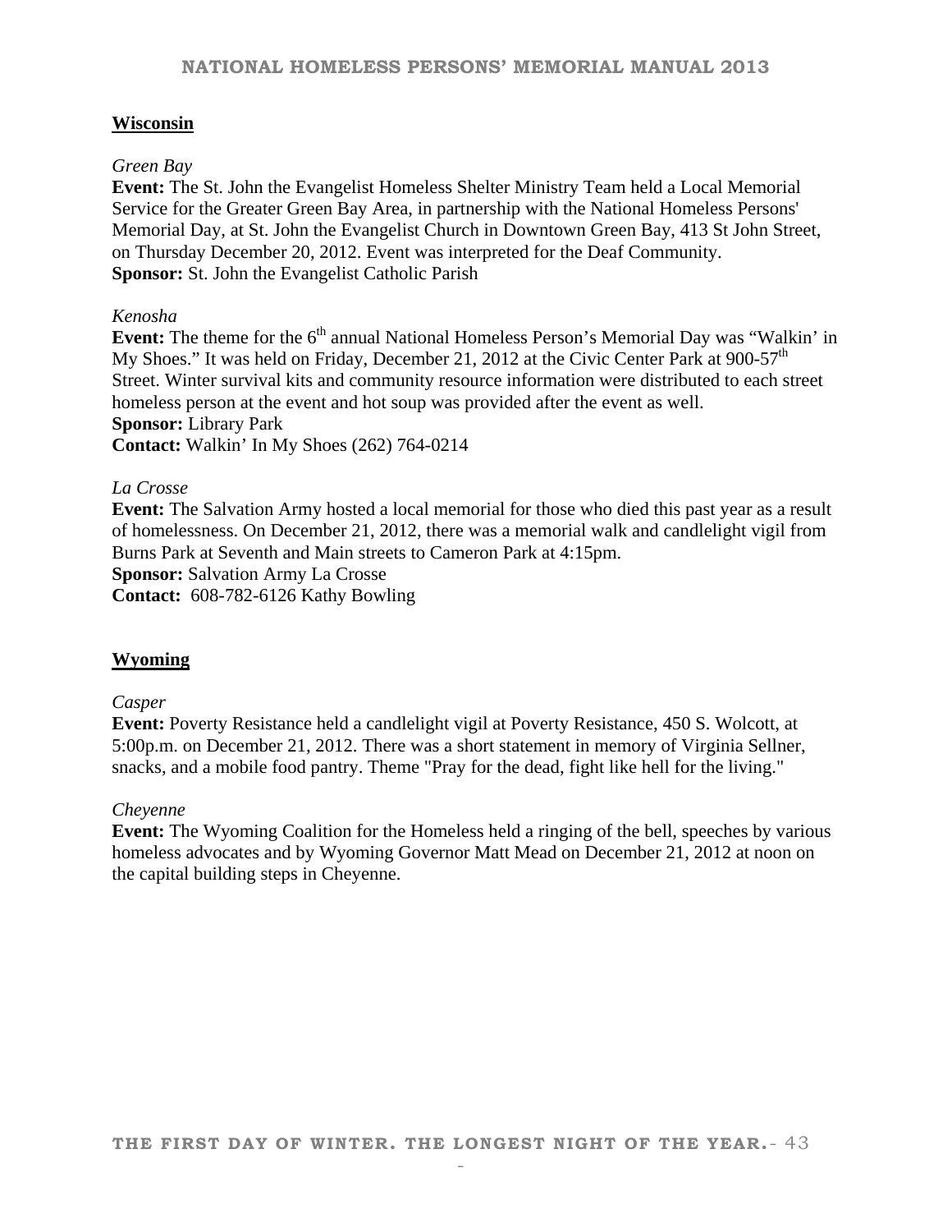## Wisconsin

*Green Bay*

**Event:** The St. John the Evangelist Homeless Shelter Ministry Team held a Local Memorial Service for the Greater Green Bay Area, in partnership with the National Homeless Persons' Memorial Day, at St. John the Evangelist Church in Downtown Green Bay, 413 St John Street, on Thursday December 20, 2012. Event was interpreted for the Deaf Community.
**Sponsor:** St. John the Evangelist Catholic Parish

*Kenosha*

**Event:** The theme for the 6th annual National Homeless Person's Memorial Day was "Walkin' in My Shoes." It was held on Friday, December 21, 2012 at the Civic Center Park at 900-57th Street. Winter survival kits and community resource information were distributed to each street homeless person at the event and hot soup was provided after the event as well.
**Sponsor:** Library Park
**Contact:** Walkin' In My Shoes (262) 764-0214

*La Crosse*

**Event:** The Salvation Army hosted a local memorial for those who died this past year as a result of homelessness. On December 21, 2012, there was a memorial walk and candlelight vigil from Burns Park at Seventh and Main streets to Cameron Park at 4:15pm.
**Sponsor:** Salvation Army La Crosse
**Contact:** 608-782-6126 Kathy Bowling

## Wyoming

*Casper*

**Event:** Poverty Resistance held a candlelight vigil at Poverty Resistance, 450 S. Wolcott, at 5:00p.m. on December 21, 2012. There was a short statement in memory of Virginia Sellner, snacks, and a mobile food pantry. Theme "Pray for the dead, fight like hell for the living."

*Cheyenne*

**Event:** The Wyoming Coalition for the Homeless held a ringing of the bell, speeches by various homeless advocates and by Wyoming Governor Matt Mead on December 21, 2012 at noon on the capital building steps in Cheyenne.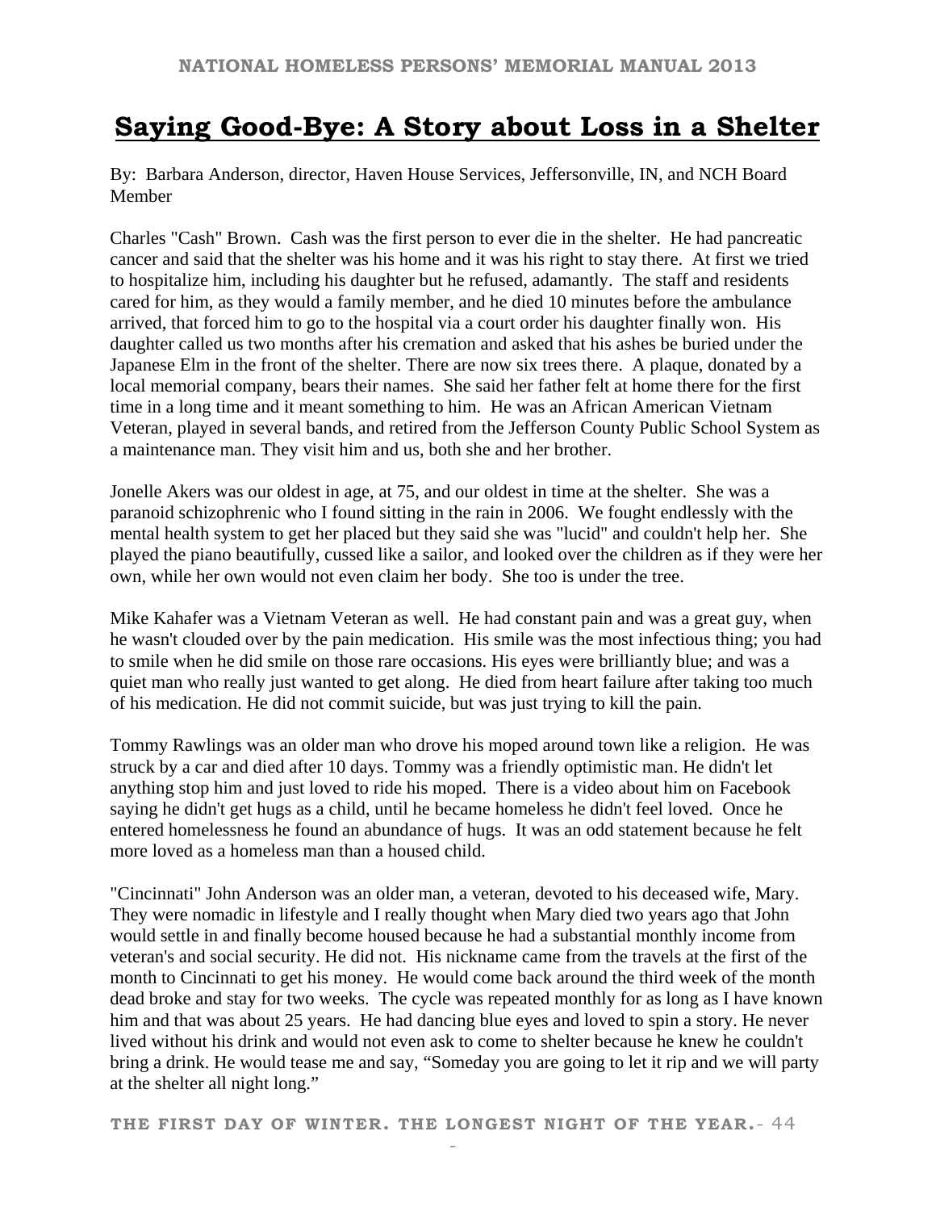# Saying Good-Bye: A Story about Loss in a Shelter

By: Barbara Anderson, director, Haven House Services, Jeffersonville, IN, and NCH Board Member

Charles "Cash" Brown. Cash was the first person to ever die in the shelter. He had pancreatic cancer and said that the shelter was his home and it was his right to stay there. At first we tried to hospitalize him, including his daughter but he refused, adamantly. The staff and residents cared for him, as they would a family member, and he died 10 minutes before the ambulance arrived, that forced him to go to the hospital via a court order his daughter finally won. His daughter called us two months after his cremation and asked that his ashes be buried under the Japanese Elm in the front of the shelter. There are now six trees there. A plaque, donated by a local memorial company, bears their names. She said her father felt at home there for the first time in a long time and it meant something to him. He was an African American Vietnam Veteran, played in several bands, and retired from the Jefferson County Public School System as a maintenance man. They visit him and us, both she and her brother.

Jonelle Akers was our oldest in age, at 75, and our oldest in time at the shelter. She was a paranoid schizophrenic who I found sitting in the rain in 2006. We fought endlessly with the mental health system to get her placed but they said she was "lucid" and couldn't help her. She played the piano beautifully, cussed like a sailor, and looked over the children as if they were her own, while her own would not even claim her body. She too is under the tree.

Mike Kahafer was a Vietnam Veteran as well. He had constant pain and was a great guy, when he wasn't clouded over by the pain medication. His smile was the most infectious thing; you had to smile when he did smile on those rare occasions. His eyes were brilliantly blue; and was a quiet man who really just wanted to get along. He died from heart failure after taking too much of his medication. He did not commit suicide, but was just trying to kill the pain.

Tommy Rawlings was an older man who drove his moped around town like a religion. He was struck by a car and died after 10 days. Tommy was a friendly optimistic man. He didn't let anything stop him and just loved to ride his moped. There is a video about him on Facebook saying he didn't get hugs as a child, until he became homeless he didn't feel loved. Once he entered homelessness he found an abundance of hugs. It was an odd statement because he felt more loved as a homeless man than a housed child.

"Cincinnati" John Anderson was an older man, a veteran, devoted to his deceased wife, Mary. They were nomadic in lifestyle and I really thought when Mary died two years ago that John would settle in and finally become housed because he had a substantial monthly income from veteran's and social security. He did not. His nickname came from the travels at the first of the month to Cincinnati to get his money. He would come back around the third week of the month dead broke and stay for two weeks. The cycle was repeated monthly for as long as I have known him and that was about 25 years. He had dancing blue eyes and loved to spin a story. He never lived without his drink and would not even ask to come to shelter because he knew he couldn't bring a drink. He would tease me and say, "Someday you are going to let it rip and we will party at the shelter all night long."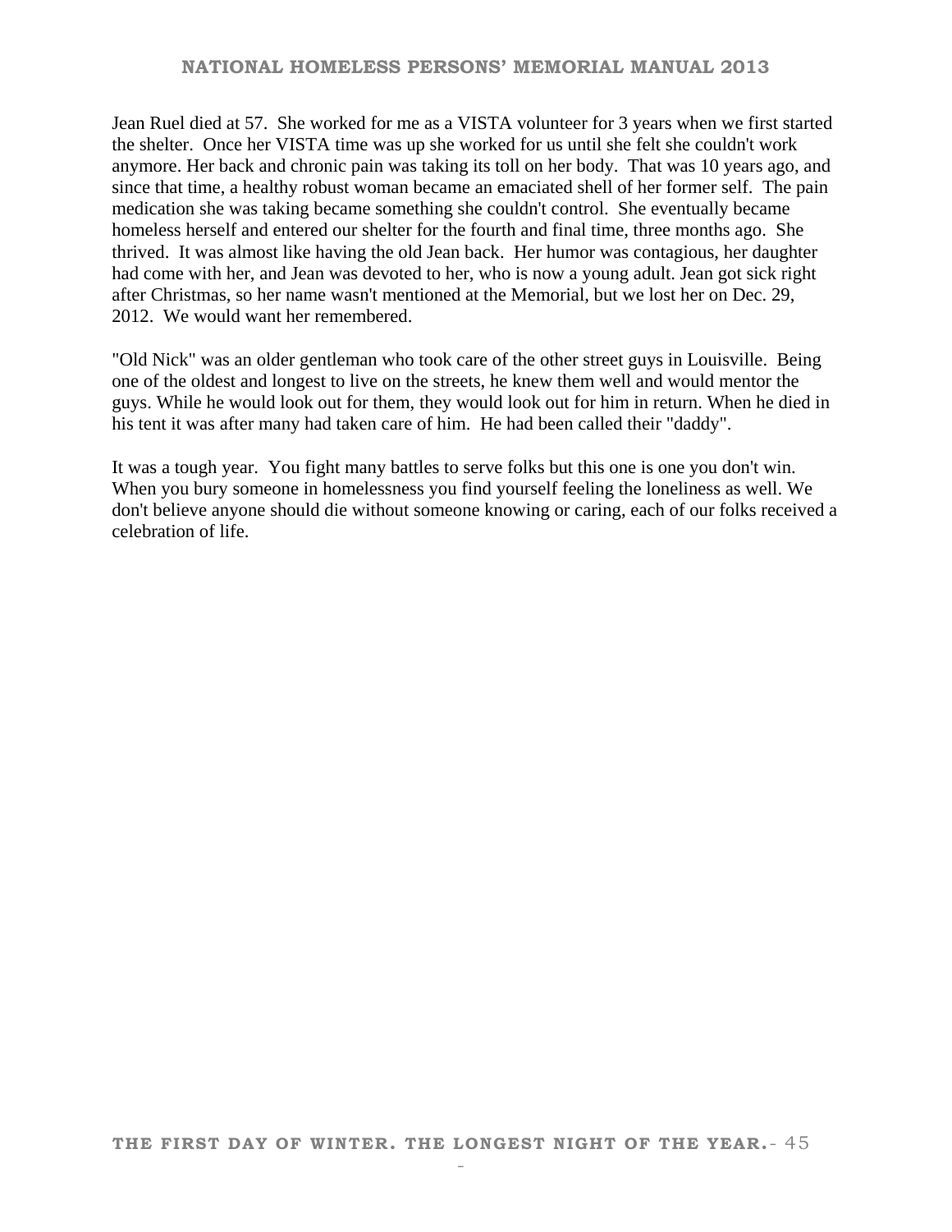Jean Ruel died at 57. She worked for me as a VISTA volunteer for 3 years when we first started the shelter. Once her VISTA time was up she worked for us until she felt she couldn't work anymore. Her back and chronic pain was taking its toll on her body. That was 10 years ago, and since that time, a healthy robust woman became an emaciated shell of her former self. The pain medication she was taking became something she couldn't control. She eventually became homeless herself and entered our shelter for the fourth and final time, three months ago. She thrived. It was almost like having the old Jean back. Her humor was contagious, her daughter had come with her, and Jean was devoted to her, who is now a young adult. Jean got sick right after Christmas, so her name wasn't mentioned at the Memorial, but we lost her on Dec. 29, 2012. We would want her remembered.

"Old Nick" was an older gentleman who took care of the other street guys in Louisville. Being one of the oldest and longest to live on the streets, he knew them well and would mentor the guys. While he would look out for them, they would look out for him in return. When he died in his tent it was after many had taken care of him. He had been called their "daddy".

It was a tough year. You fight many battles to serve folks but this one is one you don't win. When you bury someone in homelessness you find yourself feeling the loneliness as well. We don't believe anyone should die without someone knowing or caring, each of our folks received a celebration of life.